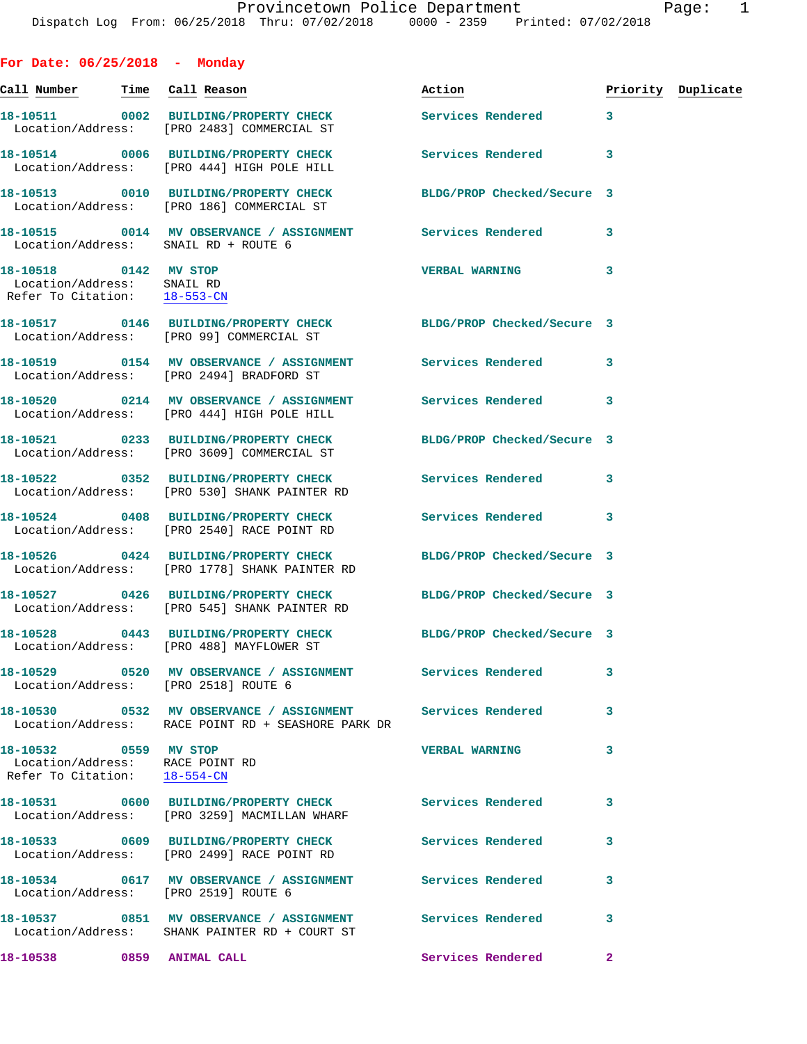Dispatch Log From: 06/25/2018 Thru: 07/02/2018 0000 - 2359 Printed: 07/02/2018

## For Date: 06/25/2018 - Monday

| Call Number | Time | Call Reason | Action | Priority | Duplicate |
|---|---|---|---|---|---|
| 18-10511 | 0002 | BUILDING/PROPERTY CHECK | Services Rendered | 3 | |
| Location/Address: | | [PRO 2483] COMMERCIAL ST | | | |
| 18-10514 | 0006 | BUILDING/PROPERTY CHECK | Services Rendered | 3 | |
| Location/Address: | | [PRO 444] HIGH POLE HILL | | | |
| 18-10513 | 0010 | BUILDING/PROPERTY CHECK | BLDG/PROP Checked/Secure | 3 | |
| Location/Address: | | [PRO 186] COMMERCIAL ST | | | |
| 18-10515 | 0014 | MV OBSERVANCE / ASSIGNMENT | Services Rendered | 3 | |
| Location/Address: | | SNAIL RD + ROUTE 6 | | | |
| 18-10518 | 0142 | MV STOP | VERBAL WARNING | 3 | |
| Location/Address: | | SNAIL RD | | | |
| Refer To Citation: | | 18-553-CN | | | |
| 18-10517 | 0146 | BUILDING/PROPERTY CHECK | BLDG/PROP Checked/Secure | 3 | |
| Location/Address: | | [PRO 99] COMMERCIAL ST | | | |
| 18-10519 | 0154 | MV OBSERVANCE / ASSIGNMENT | Services Rendered | 3 | |
| Location/Address: | | [PRO 2494] BRADFORD ST | | | |
| 18-10520 | 0214 | MV OBSERVANCE / ASSIGNMENT | Services Rendered | 3 | |
| Location/Address: | | [PRO 444] HIGH POLE HILL | | | |
| 18-10521 | 0233 | BUILDING/PROPERTY CHECK | BLDG/PROP Checked/Secure | 3 | |
| Location/Address: | | [PRO 3609] COMMERCIAL ST | | | |
| 18-10522 | 0352 | BUILDING/PROPERTY CHECK | Services Rendered | 3 | |
| Location/Address: | | [PRO 530] SHANK PAINTER RD | | | |
| 18-10524 | 0408 | BUILDING/PROPERTY CHECK | Services Rendered | 3 | |
| Location/Address: | | [PRO 2540] RACE POINT RD | | | |
| 18-10526 | 0424 | BUILDING/PROPERTY CHECK | BLDG/PROP Checked/Secure | 3 | |
| Location/Address: | | [PRO 1778] SHANK PAINTER RD | | | |
| 18-10527 | 0426 | BUILDING/PROPERTY CHECK | BLDG/PROP Checked/Secure | 3 | |
| Location/Address: | | [PRO 545] SHANK PAINTER RD | | | |
| 18-10528 | 0443 | BUILDING/PROPERTY CHECK | BLDG/PROP Checked/Secure | 3 | |
| Location/Address: | | [PRO 488] MAYFLOWER ST | | | |
| 18-10529 | 0520 | MV OBSERVANCE / ASSIGNMENT | Services Rendered | 3 | |
| Location/Address: | | [PRO 2518] ROUTE 6 | | | |
| 18-10530 | 0532 | MV OBSERVANCE / ASSIGNMENT | Services Rendered | 3 | |
| Location/Address: | | RACE POINT RD + SEASHORE PARK DR | | | |
| 18-10532 | 0559 | MV STOP | VERBAL WARNING | 3 | |
| Location/Address: | | RACE POINT RD | | | |
| Refer To Citation: | | 18-554-CN | | | |
| 18-10531 | 0600 | BUILDING/PROPERTY CHECK | Services Rendered | 3 | |
| Location/Address: | | [PRO 3259] MACMILLAN WHARF | | | |
| 18-10533 | 0609 | BUILDING/PROPERTY CHECK | Services Rendered | 3 | |
| Location/Address: | | [PRO 2499] RACE POINT RD | | | |
| 18-10534 | 0617 | MV OBSERVANCE / ASSIGNMENT | Services Rendered | 3 | |
| Location/Address: | | [PRO 2519] ROUTE 6 | | | |
| 18-10537 | 0851 | MV OBSERVANCE / ASSIGNMENT | Services Rendered | 3 | |
| Location/Address: | | SHANK PAINTER RD + COURT ST | | | |
| 18-10538 | 0859 | ANIMAL CALL | Services Rendered | 2 | |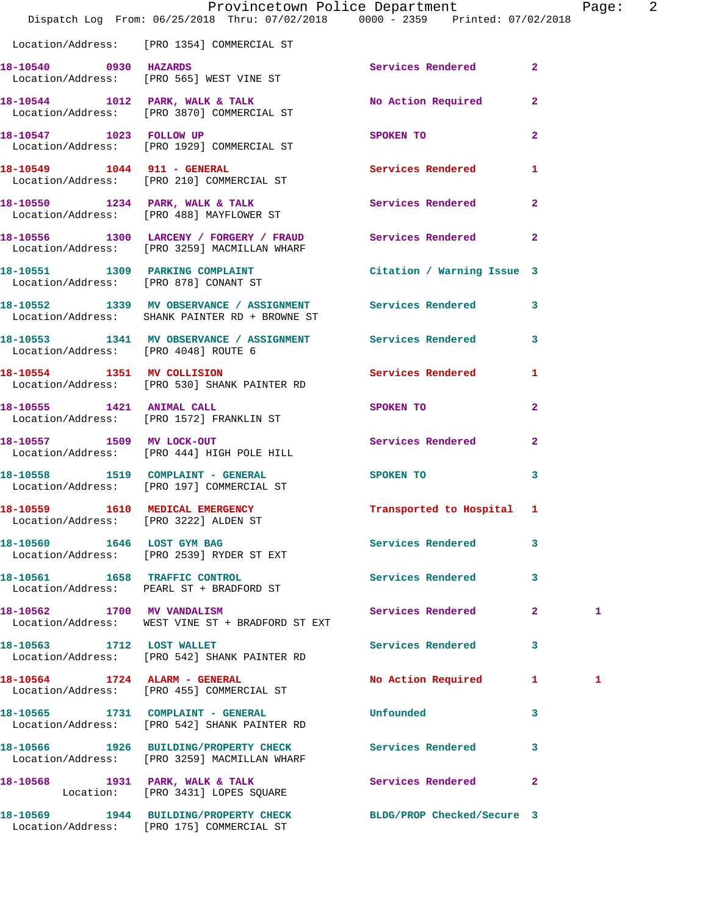Location/Address: [PRO 1354] COMMERCIAL ST

| Call # | Time | Call Reason | Action | Priority | |
|---|---|---|---|---|---|
| 18-10540 | 0930 | HAZARDS | Services Rendered | 2 | |
| Location/Address: [PRO 565] WEST VINE ST | | | | | |
| 18-10544 | 1012 | PARK, WALK & TALK | No Action Required | 2 | |
| Location/Address: [PRO 3870] COMMERCIAL ST | | | | | |
| 18-10547 | 1023 | FOLLOW UP | SPOKEN TO | 2 | |
| Location/Address: [PRO 1929] COMMERCIAL ST | | | | | |
| 18-10549 | 1044 | 911 - GENERAL | Services Rendered | 1 | |
| Location/Address: [PRO 210] COMMERCIAL ST | | | | | |
| 18-10550 | 1234 | PARK, WALK & TALK | Services Rendered | 2 | |
| Location/Address: [PRO 488] MAYFLOWER ST | | | | | |
| 18-10556 | 1300 | LARCENY / FORGERY / FRAUD | Services Rendered | 2 | |
| Location/Address: [PRO 3259] MACMILLAN WHARF | | | | | |
| 18-10551 | 1309 | PARKING COMPLAINT | Citation / Warning Issue | 3 | |
| Location/Address: [PRO 878] CONANT ST | | | | | |
| 18-10552 | 1339 | MV OBSERVANCE / ASSIGNMENT | Services Rendered | 3 | |
| Location/Address: SHANK PAINTER RD + BROWNE ST | | | | | |
| 18-10553 | 1341 | MV OBSERVANCE / ASSIGNMENT | Services Rendered | 3 | |
| Location/Address: [PRO 4048] ROUTE 6 | | | | | |
| 18-10554 | 1351 | MV COLLISION | Services Rendered | 1 | |
| Location/Address: [PRO 530] SHANK PAINTER RD | | | | | |
| 18-10555 | 1421 | ANIMAL CALL | SPOKEN TO | 2 | |
| Location/Address: [PRO 1572] FRANKLIN ST | | | | | |
| 18-10557 | 1509 | MV LOCK-OUT | Services Rendered | 2 | |
| Location/Address: [PRO 444] HIGH POLE HILL | | | | | |
| 18-10558 | 1519 | COMPLAINT - GENERAL | SPOKEN TO | 3 | |
| Location/Address: [PRO 197] COMMERCIAL ST | | | | | |
| 18-10559 | 1610 | MEDICAL EMERGENCY | Transported to Hospital | 1 | |
| Location/Address: [PRO 3222] ALDEN ST | | | | | |
| 18-10560 | 1646 | LOST GYM BAG | Services Rendered | 3 | |
| Location/Address: [PRO 2539] RYDER ST EXT | | | | | |
| 18-10561 | 1658 | TRAFFIC CONTROL | Services Rendered | 3 | |
| Location/Address: PEARL ST + BRADFORD ST | | | | | |
| 18-10562 | 1700 | MV VANDALISM | Services Rendered | 2 | 1 |
| Location/Address: WEST VINE ST + BRADFORD ST EXT | | | | | |
| 18-10563 | 1712 | LOST WALLET | Services Rendered | 3 | |
| Location/Address: [PRO 542] SHANK PAINTER RD | | | | | |
| 18-10564 | 1724 | ALARM - GENERAL | No Action Required | 1 | 1 |
| Location/Address: [PRO 455] COMMERCIAL ST | | | | | |
| 18-10565 | 1731 | COMPLAINT - GENERAL | Unfounded | 3 | |
| Location/Address: [PRO 542] SHANK PAINTER RD | | | | | |
| 18-10566 | 1926 | BUILDING/PROPERTY CHECK | Services Rendered | 3 | |
| Location/Address: [PRO 3259] MACMILLAN WHARF | | | | | |
| 18-10568 | 1931 | PARK, WALK & TALK | Services Rendered | 2 | |
| Location: [PRO 3431] LOPES SQUARE | | | | | |
| 18-10569 | 1944 | BUILDING/PROPERTY CHECK | BLDG/PROP Checked/Secure | 3 | |
| Location/Address: [PRO 175] COMMERCIAL ST | | | | | |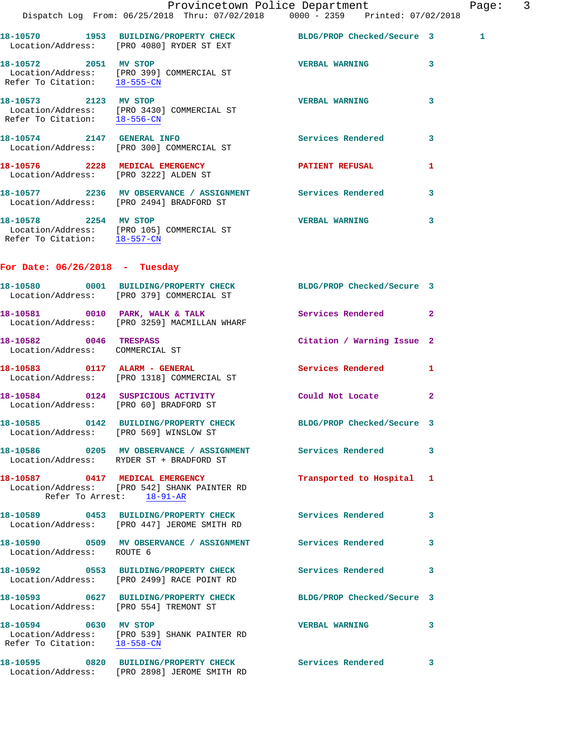18-10570 1953 BUILDING/PROPERTY CHECK BLDG/PROP Checked/Secure 3 1
Location/Address: [PRO 4080] RYDER ST EXT

18-10572 2051 MV STOP VERBAL WARNING 3
Location/Address: [PRO 399] COMMERCIAL ST
Refer To Citation: 18-555-CN

18-10573 2123 MV STOP VERBAL WARNING 3
Location/Address: [PRO 3430] COMMERCIAL ST
Refer To Citation: 18-556-CN

18-10574 2147 GENERAL INFO Services Rendered 3
Location/Address: [PRO 300] COMMERCIAL ST

18-10576 2228 MEDICAL EMERGENCY PATIENT REFUSAL 1
Location/Address: [PRO 3222] ALDEN ST

18-10577 2236 MV OBSERVANCE / ASSIGNMENT Services Rendered 3
Location/Address: [PRO 2494] BRADFORD ST

18-10578 2254 MV STOP VERBAL WARNING 3
Location/Address: [PRO 105] COMMERCIAL ST
Refer To Citation: 18-557-CN

## For Date: 06/26/2018 - Tuesday

18-10580 0001 BUILDING/PROPERTY CHECK BLDG/PROP Checked/Secure 3
Location/Address: [PRO 379] COMMERCIAL ST

18-10581 0010 PARK, WALK & TALK Services Rendered 2
Location/Address: [PRO 3259] MACMILLAN WHARF

18-10582 0046 TRESPASS Citation / Warning Issue 2
Location/Address: COMMERCIAL ST

18-10583 0117 ALARM - GENERAL Services Rendered 1
Location/Address: [PRO 1318] COMMERCIAL ST

18-10584 0124 SUSPICIOUS ACTIVITY Could Not Locate 2
Location/Address: [PRO 60] BRADFORD ST

18-10585 0142 BUILDING/PROPERTY CHECK BLDG/PROP Checked/Secure 3
Location/Address: [PRO 569] WINSLOW ST

18-10586 0205 MV OBSERVANCE / ASSIGNMENT Services Rendered 3
Location/Address: RYDER ST + BRADFORD ST

18-10587 0417 MEDICAL EMERGENCY Transported to Hospital 1
Location/Address: [PRO 542] SHANK PAINTER RD
Refer To Arrest: 18-91-AR

18-10589 0453 BUILDING/PROPERTY CHECK Services Rendered 3
Location/Address: [PRO 447] JEROME SMITH RD

18-10590 0509 MV OBSERVANCE / ASSIGNMENT Services Rendered 3
Location/Address: ROUTE 6

18-10592 0553 BUILDING/PROPERTY CHECK Services Rendered 3
Location/Address: [PRO 2499] RACE POINT RD

18-10593 0627 BUILDING/PROPERTY CHECK BLDG/PROP Checked/Secure 3
Location/Address: [PRO 554] TREMONT ST

18-10594 0630 MV STOP VERBAL WARNING 3
Location/Address: [PRO 539] SHANK PAINTER RD
Refer To Citation: 18-558-CN

18-10595 0820 BUILDING/PROPERTY CHECK Services Rendered 3
Location/Address: [PRO 2898] JEROME SMITH RD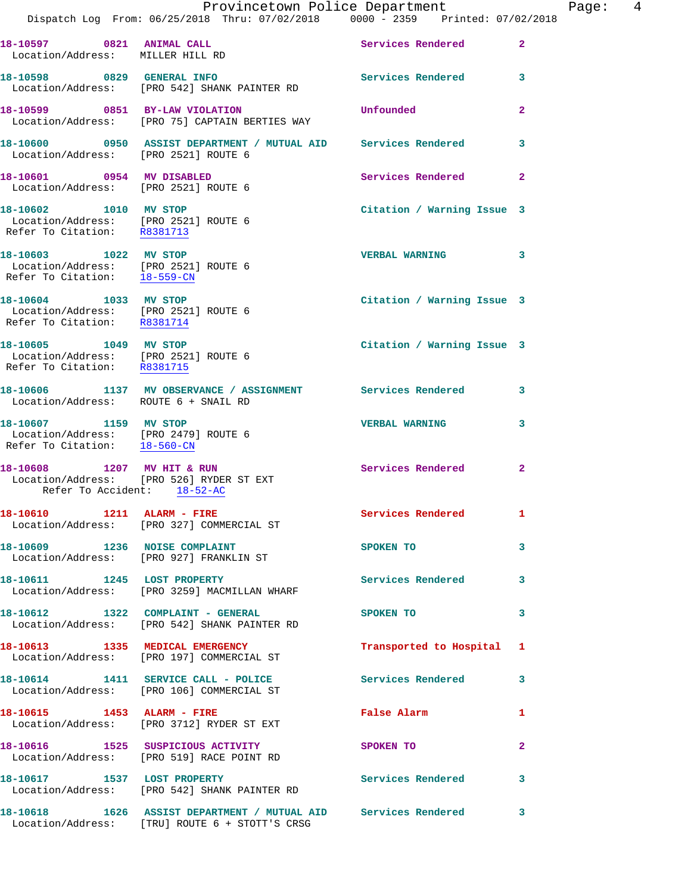18-10597 0821 ANIMAL CALL Services Rendered 2
Location/Address: MILLER HILL RD

18-10598 0829 GENERAL INFO Services Rendered 3
Location/Address: [PRO 542] SHANK PAINTER RD

18-10599 0851 BY-LAW VIOLATION Unfounded 2
Location/Address: [PRO 75] CAPTAIN BERTIES WAY

18-10600 0950 ASSIST DEPARTMENT / MUTUAL AID Services Rendered 3
Location/Address: [PRO 2521] ROUTE 6

18-10601 0954 MV DISABLED Services Rendered 2
Location/Address: [PRO 2521] ROUTE 6

18-10602 1010 MV STOP Citation / Warning Issue 3
Location/Address: [PRO 2521] ROUTE 6
Refer To Citation: R8381713

18-10603 1022 MV STOP VERBAL WARNING 3
Location/Address: [PRO 2521] ROUTE 6
Refer To Citation: 18-559-CN

18-10604 1033 MV STOP Citation / Warning Issue 3
Location/Address: [PRO 2521] ROUTE 6
Refer To Citation: R8381714

18-10605 1049 MV STOP Citation / Warning Issue 3
Location/Address: [PRO 2521] ROUTE 6
Refer To Citation: R8381715

18-10606 1137 MV OBSERVANCE / ASSIGNMENT Services Rendered 3
Location/Address: ROUTE 6 + SNAIL RD

18-10607 1159 MV STOP VERBAL WARNING 3
Location/Address: [PRO 2479] ROUTE 6
Refer To Citation: 18-560-CN

18-10608 1207 MV HIT & RUN Services Rendered 2
Location/Address: [PRO 526] RYDER ST EXT
Refer To Accident: 18-52-AC

18-10610 1211 ALARM - FIRE Services Rendered 1
Location/Address: [PRO 327] COMMERCIAL ST

18-10609 1236 NOISE COMPLAINT SPOKEN TO 3
Location/Address: [PRO 927] FRANKLIN ST

18-10611 1245 LOST PROPERTY Services Rendered 3
Location/Address: [PRO 3259] MACMILLAN WHARF

18-10612 1322 COMPLAINT - GENERAL SPOKEN TO 3
Location/Address: [PRO 542] SHANK PAINTER RD

18-10613 1335 MEDICAL EMERGENCY Transported to Hospital 1
Location/Address: [PRO 197] COMMERCIAL ST

18-10614 1411 SERVICE CALL - POLICE Services Rendered 3
Location/Address: [PRO 106] COMMERCIAL ST

18-10615 1453 ALARM - FIRE False Alarm 1
Location/Address: [PRO 3712] RYDER ST EXT

18-10616 1525 SUSPICIOUS ACTIVITY SPOKEN TO 2
Location/Address: [PRO 519] RACE POINT RD

18-10617 1537 LOST PROPERTY Services Rendered 3
Location/Address: [PRO 542] SHANK PAINTER RD

18-10618 1626 ASSIST DEPARTMENT / MUTUAL AID Services Rendered 3
Location/Address: [TRU] ROUTE 6 + STOTT'S CRSG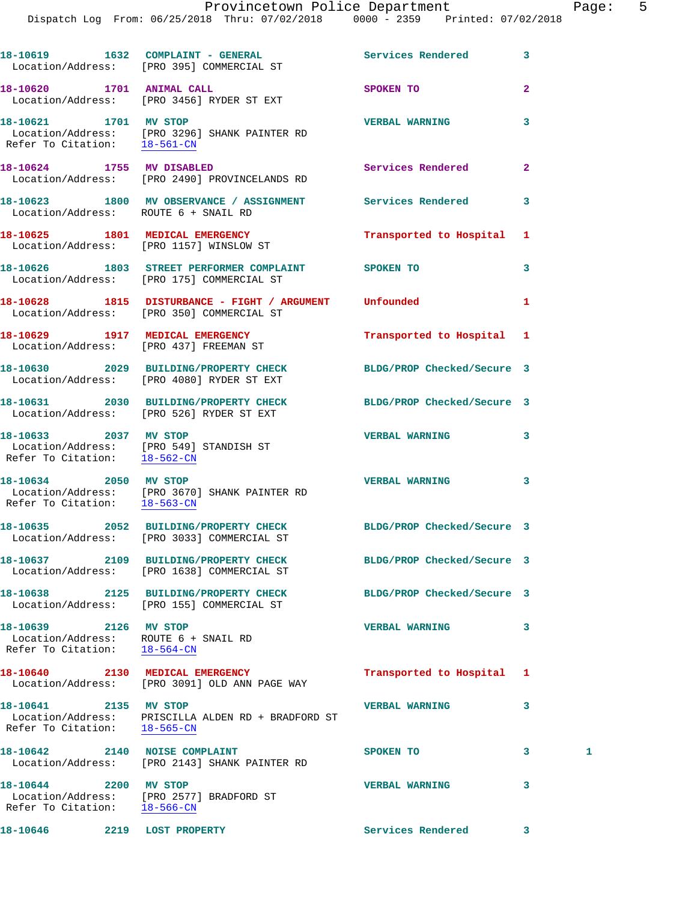18-10619 1632 COMPLAINT - GENERAL Services Rendered 3
Location/Address: [PRO 395] COMMERCIAL ST

18-10620 1701 ANIMAL CALL SPOKEN TO 2
Location/Address: [PRO 3456] RYDER ST EXT

18-10621 1701 MV STOP VERBAL WARNING 3
Location/Address: [PRO 3296] SHANK PAINTER RD
Refer To Citation: 18-561-CN

18-10624 1755 MV DISABLED Services Rendered 2
Location/Address: [PRO 2490] PROVINCELANDS RD

18-10623 1800 MV OBSERVANCE / ASSIGNMENT Services Rendered 3
Location/Address: ROUTE 6 + SNAIL RD

18-10625 1801 MEDICAL EMERGENCY Transported to Hospital 1
Location/Address: [PRO 1157] WINSLOW ST

18-10626 1803 STREET PERFORMER COMPLAINT SPOKEN TO 3
Location/Address: [PRO 175] COMMERCIAL ST

18-10628 1815 DISTURBANCE - FIGHT / ARGUMENT Unfounded 1
Location/Address: [PRO 350] COMMERCIAL ST

18-10629 1917 MEDICAL EMERGENCY Transported to Hospital 1
Location/Address: [PRO 437] FREEMAN ST

18-10630 2029 BUILDING/PROPERTY CHECK BLDG/PROP Checked/Secure 3
Location/Address: [PRO 4080] RYDER ST EXT

18-10631 2030 BUILDING/PROPERTY CHECK BLDG/PROP Checked/Secure 3
Location/Address: [PRO 526] RYDER ST EXT

18-10633 2037 MV STOP VERBAL WARNING 3
Location/Address: [PRO 549] STANDISH ST
Refer To Citation: 18-562-CN

18-10634 2050 MV STOP VERBAL WARNING 3
Location/Address: [PRO 3670] SHANK PAINTER RD
Refer To Citation: 18-563-CN

18-10635 2052 BUILDING/PROPERTY CHECK BLDG/PROP Checked/Secure 3
Location/Address: [PRO 3033] COMMERCIAL ST

18-10637 2109 BUILDING/PROPERTY CHECK BLDG/PROP Checked/Secure 3
Location/Address: [PRO 1638] COMMERCIAL ST

18-10638 2125 BUILDING/PROPERTY CHECK BLDG/PROP Checked/Secure 3
Location/Address: [PRO 155] COMMERCIAL ST

18-10639 2126 MV STOP VERBAL WARNING 3
Location/Address: ROUTE 6 + SNAIL RD
Refer To Citation: 18-564-CN

18-10640 2130 MEDICAL EMERGENCY Transported to Hospital 1
Location/Address: [PRO 3091] OLD ANN PAGE WAY

18-10641 2135 MV STOP VERBAL WARNING 3
Location/Address: PRISCILLA ALDEN RD + BRADFORD ST
Refer To Citation: 18-565-CN

18-10642 2140 NOISE COMPLAINT SPOKEN TO 3 1
Location/Address: [PRO 2143] SHANK PAINTER RD

18-10644 2200 MV STOP VERBAL WARNING 3
Location/Address: [PRO 2577] BRADFORD ST
Refer To Citation: 18-566-CN

18-10646 2219 LOST PROPERTY Services Rendered 3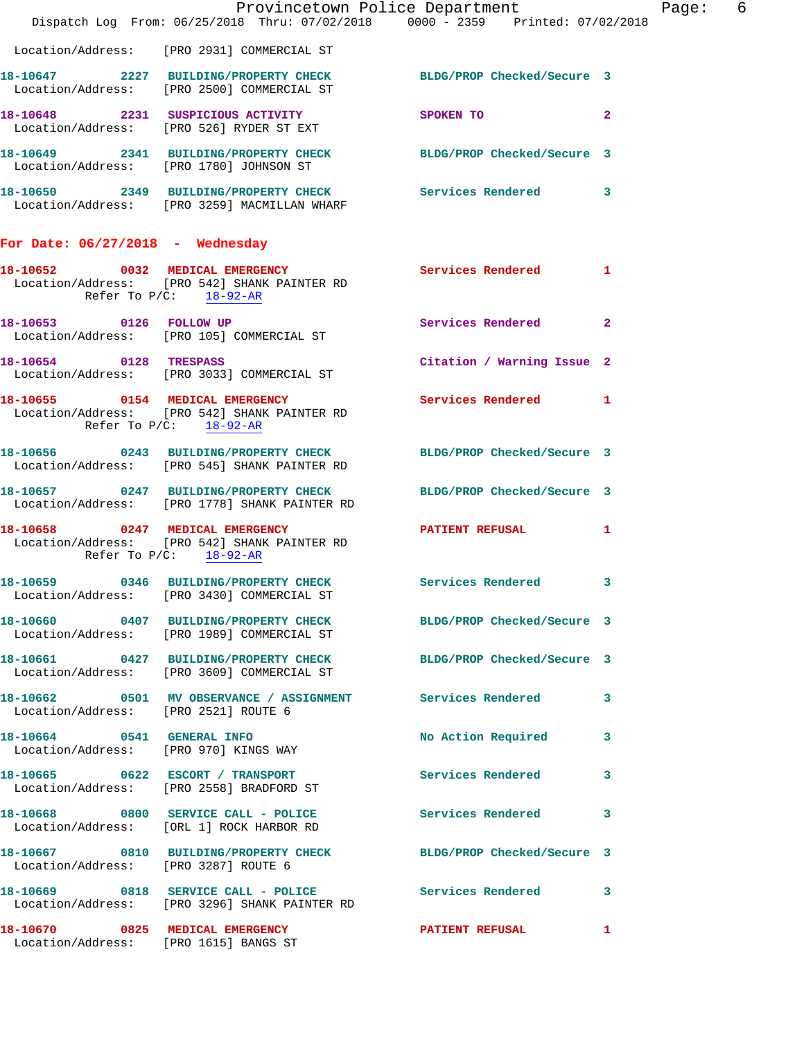Location/Address: [PRO 2931] COMMERCIAL ST

**18-10647 2227 BUILDING/PROPERTY CHECK** BLDG/PROP Checked/Secure 3
Location/Address: [PRO 2500] COMMERCIAL ST

**18-10648 2231 SUSPICIOUS ACTIVITY** SPOKEN TO 2
Location/Address: [PRO 526] RYDER ST EXT

**18-10649 2341 BUILDING/PROPERTY CHECK** BLDG/PROP Checked/Secure 3
Location/Address: [PRO 1780] JOHNSON ST

**18-10650 2349 BUILDING/PROPERTY CHECK** Services Rendered 3
Location/Address: [PRO 3259] MACMILLAN WHARF

## For Date: 06/27/2018 - Wednesday

**18-10652 0032 MEDICAL EMERGENCY** Services Rendered 1
Location/Address: [PRO 542] SHANK PAINTER RD
Refer To P/C: 18-92-AR

**18-10653 0126 FOLLOW UP** Services Rendered 2
Location/Address: [PRO 105] COMMERCIAL ST

**18-10654 0128 TRESPASS** Citation / Warning Issue 2
Location/Address: [PRO 3033] COMMERCIAL ST

**18-10655 0154 MEDICAL EMERGENCY** Services Rendered 1
Location/Address: [PRO 542] SHANK PAINTER RD
Refer To P/C: 18-92-AR

**18-10656 0243 BUILDING/PROPERTY CHECK** BLDG/PROP Checked/Secure 3
Location/Address: [PRO 545] SHANK PAINTER RD

**18-10657 0247 BUILDING/PROPERTY CHECK** BLDG/PROP Checked/Secure 3
Location/Address: [PRO 1778] SHANK PAINTER RD

**18-10658 0247 MEDICAL EMERGENCY** PATIENT REFUSAL 1
Location/Address: [PRO 542] SHANK PAINTER RD
Refer To P/C: 18-92-AR

**18-10659 0346 BUILDING/PROPERTY CHECK** Services Rendered 3
Location/Address: [PRO 3430] COMMERCIAL ST

**18-10660 0407 BUILDING/PROPERTY CHECK** BLDG/PROP Checked/Secure 3
Location/Address: [PRO 1989] COMMERCIAL ST

**18-10661 0427 BUILDING/PROPERTY CHECK** BLDG/PROP Checked/Secure 3
Location/Address: [PRO 3609] COMMERCIAL ST

**18-10662 0501 MV OBSERVANCE / ASSIGNMENT** Services Rendered 3
Location/Address: [PRO 2521] ROUTE 6

**18-10664 0541 GENERAL INFO** No Action Required 3
Location/Address: [PRO 970] KINGS WAY

**18-10665 0622 ESCORT / TRANSPORT** Services Rendered 3
Location/Address: [PRO 2558] BRADFORD ST

**18-10668 0800 SERVICE CALL - POLICE** Services Rendered 3
Location/Address: [ORL 1] ROCK HARBOR RD

**18-10667 0810 BUILDING/PROPERTY CHECK** BLDG/PROP Checked/Secure 3
Location/Address: [PRO 3287] ROUTE 6

**18-10669 0818 SERVICE CALL - POLICE** Services Rendered 3
Location/Address: [PRO 3296] SHANK PAINTER RD

**18-10670 0825 MEDICAL EMERGENCY** PATIENT REFUSAL 1
Location/Address: [PRO 1615] BANGS ST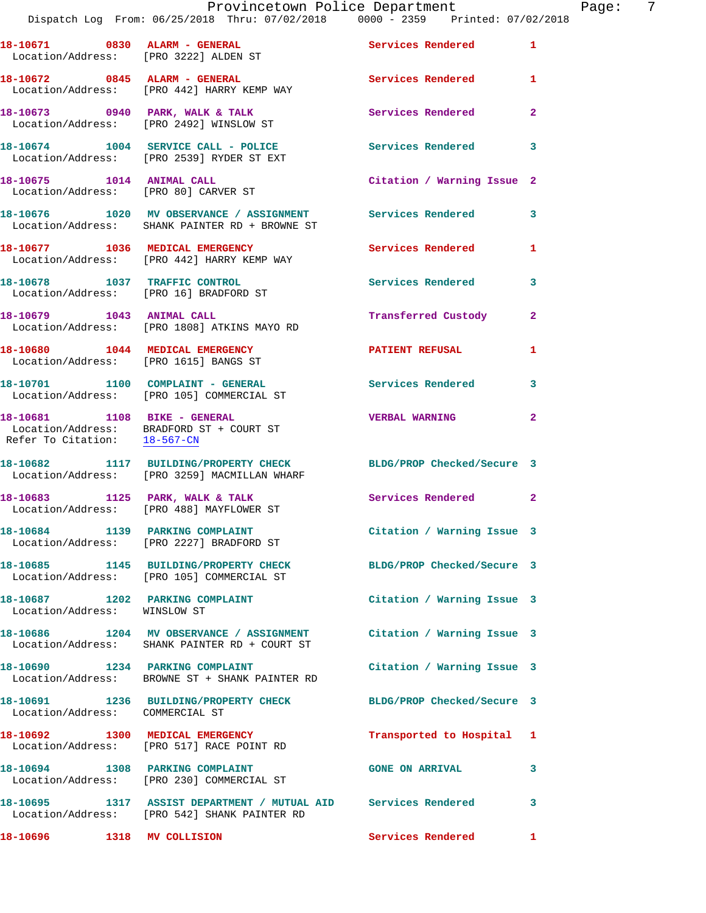18-10671 0830 ALARM - GENERAL Services Rendered 1
Location/Address: [PRO 3222] ALDEN ST

18-10672 0845 ALARM - GENERAL Services Rendered 1
Location/Address: [PRO 442] HARRY KEMP WAY

18-10673 0940 PARK, WALK & TALK Services Rendered 2
Location/Address: [PRO 2492] WINSLOW ST

18-10674 1004 SERVICE CALL - POLICE Services Rendered 3
Location/Address: [PRO 2539] RYDER ST EXT

18-10675 1014 ANIMAL CALL Citation / Warning Issue 2
Location/Address: [PRO 80] CARVER ST

18-10676 1020 MV OBSERVANCE / ASSIGNMENT Services Rendered 3
Location/Address: SHANK PAINTER RD + BROWNE ST

18-10677 1036 MEDICAL EMERGENCY Services Rendered 1
Location/Address: [PRO 442] HARRY KEMP WAY

18-10678 1037 TRAFFIC CONTROL Services Rendered 3
Location/Address: [PRO 16] BRADFORD ST

18-10679 1043 ANIMAL CALL Transferred Custody 2
Location/Address: [PRO 1808] ATKINS MAYO RD

18-10680 1044 MEDICAL EMERGENCY PATIENT REFUSAL 1
Location/Address: [PRO 1615] BANGS ST

18-10701 1100 COMPLAINT - GENERAL Services Rendered 3
Location/Address: [PRO 105] COMMERCIAL ST

18-10681 1108 BIKE - GENERAL VERBAL WARNING 2
Location/Address: BRADFORD ST + COURT ST
Refer To Citation: 18-567-CN

18-10682 1117 BUILDING/PROPERTY CHECK BLDG/PROP Checked/Secure 3
Location/Address: [PRO 3259] MACMILLAN WHARF

18-10683 1125 PARK, WALK & TALK Services Rendered 2
Location/Address: [PRO 488] MAYFLOWER ST

18-10684 1139 PARKING COMPLAINT Citation / Warning Issue 3
Location/Address: [PRO 2227] BRADFORD ST

18-10685 1145 BUILDING/PROPERTY CHECK BLDG/PROP Checked/Secure 3
Location/Address: [PRO 105] COMMERCIAL ST

18-10687 1202 PARKING COMPLAINT Citation / Warning Issue 3
Location/Address: WINSLOW ST

18-10686 1204 MV OBSERVANCE / ASSIGNMENT Citation / Warning Issue 3
Location/Address: SHANK PAINTER RD + COURT ST

18-10690 1234 PARKING COMPLAINT Citation / Warning Issue 3
Location/Address: BROWNE ST + SHANK PAINTER RD

18-10691 1236 BUILDING/PROPERTY CHECK BLDG/PROP Checked/Secure 3
Location/Address: COMMERCIAL ST

18-10692 1300 MEDICAL EMERGENCY Transported to Hospital 1
Location/Address: [PRO 517] RACE POINT RD

18-10694 1308 PARKING COMPLAINT GONE ON ARRIVAL 3
Location/Address: [PRO 230] COMMERCIAL ST

18-10695 1317 ASSIST DEPARTMENT / MUTUAL AID Services Rendered 3
Location/Address: [PRO 542] SHANK PAINTER RD

18-10696 1318 MV COLLISION Services Rendered 1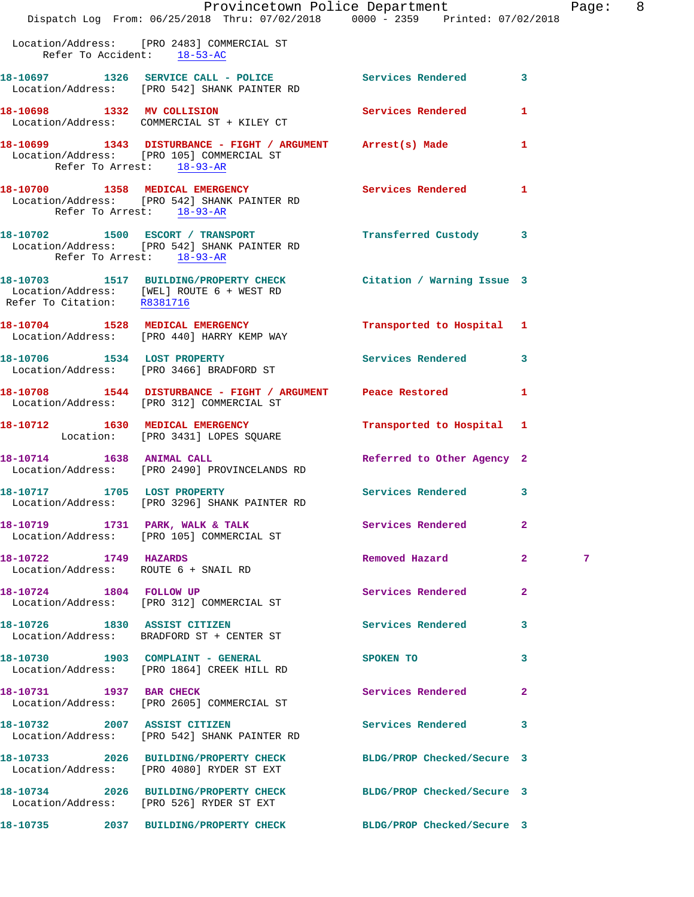Location/Address: [PRO 2483] COMMERCIAL ST
Refer To Accident: 18-53-AC

**18-10697** 1326 **SERVICE CALL - POLICE** Services Rendered 3
Location/Address: [PRO 542] SHANK PAINTER RD

**18-10698** 1332 **MV COLLISION** Services Rendered 1
Location/Address: COMMERCIAL ST + KILEY CT

**18-10699** 1343 **DISTURBANCE - FIGHT / ARGUMENT** Arrest(s) Made 1
Location/Address: [PRO 105] COMMERCIAL ST
Refer To Arrest: 18-93-AR

**18-10700** 1358 **MEDICAL EMERGENCY** Services Rendered 1
Location/Address: [PRO 542] SHANK PAINTER RD
Refer To Arrest: 18-93-AR

**18-10702** 1500 **ESCORT / TRANSPORT** Transferred Custody 3
Location/Address: [PRO 542] SHANK PAINTER RD
Refer To Arrest: 18-93-AR

**18-10703** 1517 **BUILDING/PROPERTY CHECK** Citation / Warning Issue 3
Location/Address: [WEL] ROUTE 6 + WEST RD
Refer To Citation: R8381716

**18-10704** 1528 **MEDICAL EMERGENCY** Transported to Hospital 1
Location/Address: [PRO 440] HARRY KEMP WAY

**18-10706** 1534 **LOST PROPERTY** Services Rendered 3
Location/Address: [PRO 3466] BRADFORD ST

**18-10708** 1544 **DISTURBANCE - FIGHT / ARGUMENT** Peace Restored 1
Location/Address: [PRO 312] COMMERCIAL ST

**18-10712** 1630 **MEDICAL EMERGENCY** Transported to Hospital 1
Location: [PRO 3431] LOPES SQUARE

**18-10714** 1638 **ANIMAL CALL** Referred to Other Agency 2
Location/Address: [PRO 2490] PROVINCELANDS RD

**18-10717** 1705 **LOST PROPERTY** Services Rendered 3
Location/Address: [PRO 3296] SHANK PAINTER RD

**18-10719** 1731 **PARK, WALK & TALK** Services Rendered 2
Location/Address: [PRO 105] COMMERCIAL ST

**18-10722** 1749 **HAZARDS** Removed Hazard 2 7
Location/Address: ROUTE 6 + SNAIL RD

**18-10724** 1804 **FOLLOW UP** Services Rendered 2
Location/Address: [PRO 312] COMMERCIAL ST

**18-10726** 1830 **ASSIST CITIZEN** Services Rendered 3
Location/Address: BRADFORD ST + CENTER ST

**18-10730** 1903 **COMPLAINT - GENERAL** SPOKEN TO 3
Location/Address: [PRO 1864] CREEK HILL RD

**18-10731** 1937 **BAR CHECK** Services Rendered 2
Location/Address: [PRO 2605] COMMERCIAL ST

**18-10732** 2007 **ASSIST CITIZEN** Services Rendered 3
Location/Address: [PRO 542] SHANK PAINTER RD

**18-10733** 2026 **BUILDING/PROPERTY CHECK** BLDG/PROP Checked/Secure 3
Location/Address: [PRO 4080] RYDER ST EXT

**18-10734** 2026 **BUILDING/PROPERTY CHECK** BLDG/PROP Checked/Secure 3
Location/Address: [PRO 526] RYDER ST EXT

**18-10735** 2037 **BUILDING/PROPERTY CHECK** BLDG/PROP Checked/Secure 3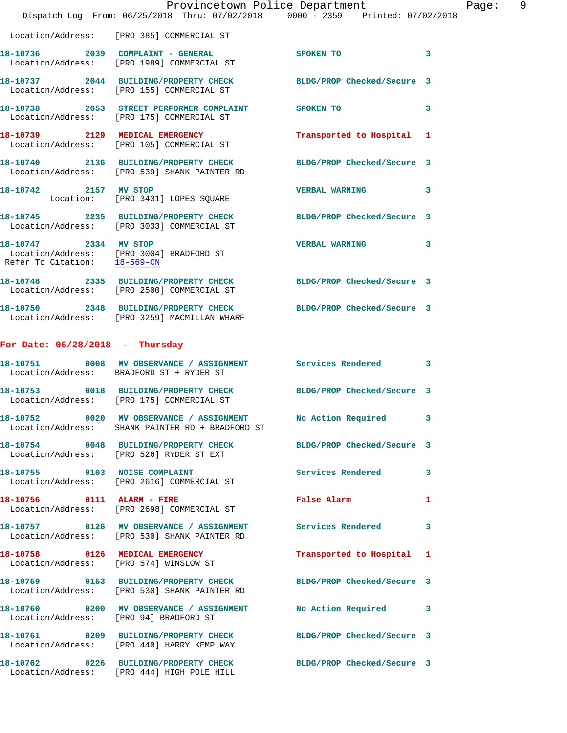Location/Address: [PRO 385] COMMERCIAL ST

**18-10736 2039 COMPLAINT - GENERAL** SPOKEN TO 3
Location/Address: [PRO 1989] COMMERCIAL ST

**18-10737 2044 BUILDING/PROPERTY CHECK** BLDG/PROP Checked/Secure 3
Location/Address: [PRO 155] COMMERCIAL ST

**18-10738 2053 STREET PERFORMER COMPLAINT** SPOKEN TO 3
Location/Address: [PRO 175] COMMERCIAL ST

**18-10739 2129 MEDICAL EMERGENCY** Transported to Hospital 1
Location/Address: [PRO 105] COMMERCIAL ST

**18-10740 2136 BUILDING/PROPERTY CHECK** BLDG/PROP Checked/Secure 3
Location/Address: [PRO 539] SHANK PAINTER RD

**18-10742 2157 MV STOP** VERBAL WARNING 3
Location: [PRO 3431] LOPES SQUARE

**18-10745 2235 BUILDING/PROPERTY CHECK** BLDG/PROP Checked/Secure 3
Location/Address: [PRO 3033] COMMERCIAL ST

**18-10747 2334 MV STOP** VERBAL WARNING 3
Location/Address: [PRO 3004] BRADFORD ST
Refer To Citation: 18-569-CN

**18-10748 2335 BUILDING/PROPERTY CHECK** BLDG/PROP Checked/Secure 3
Location/Address: [PRO 2500] COMMERCIAL ST

**18-10750 2348 BUILDING/PROPERTY CHECK** BLDG/PROP Checked/Secure 3
Location/Address: [PRO 3259] MACMILLAN WHARF

## For Date: 06/28/2018 - Thursday

**18-10751 0008 MV OBSERVANCE / ASSIGNMENT** Services Rendered 3
Location/Address: BRADFORD ST + RYDER ST

**18-10753 0018 BUILDING/PROPERTY CHECK** BLDG/PROP Checked/Secure 3
Location/Address: [PRO 175] COMMERCIAL ST

**18-10752 0020 MV OBSERVANCE / ASSIGNMENT** No Action Required 3
Location/Address: SHANK PAINTER RD + BRADFORD ST

**18-10754 0048 BUILDING/PROPERTY CHECK** BLDG/PROP Checked/Secure 3
Location/Address: [PRO 526] RYDER ST EXT

**18-10755 0103 NOISE COMPLAINT** Services Rendered 3
Location/Address: [PRO 2616] COMMERCIAL ST

**18-10756 0111 ALARM - FIRE** False Alarm 1
Location/Address: [PRO 2698] COMMERCIAL ST

**18-10757 0126 MV OBSERVANCE / ASSIGNMENT** Services Rendered 3
Location/Address: [PRO 530] SHANK PAINTER RD

**18-10758 0126 MEDICAL EMERGENCY** Transported to Hospital 1
Location/Address: [PRO 574] WINSLOW ST

**18-10759 0153 BUILDING/PROPERTY CHECK** BLDG/PROP Checked/Secure 3
Location/Address: [PRO 530] SHANK PAINTER RD

**18-10760 0200 MV OBSERVANCE / ASSIGNMENT** No Action Required 3
Location/Address: [PRO 94] BRADFORD ST

**18-10761 0209 BUILDING/PROPERTY CHECK** BLDG/PROP Checked/Secure 3
Location/Address: [PRO 440] HARRY KEMP WAY

**18-10762 0226 BUILDING/PROPERTY CHECK** BLDG/PROP Checked/Secure 3
Location/Address: [PRO 444] HIGH POLE HILL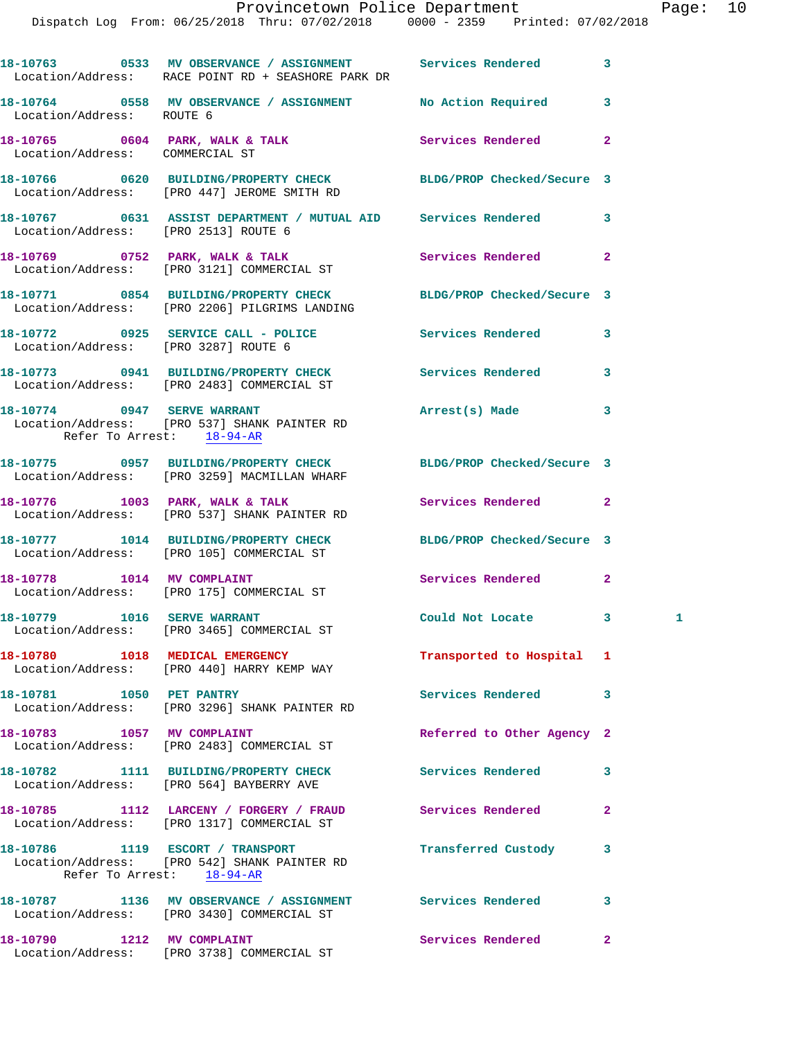Dispatch Log From: 06/25/2018 Thru: 07/02/2018 0000 - 2359 Printed: 07/02/2018

**18-10763** 0533 **MV OBSERVANCE / ASSIGNMENT** Services Rendered 3
Location/Address: RACE POINT RD + SEASHORE PARK DR

**18-10764** 0558 **MV OBSERVANCE / ASSIGNMENT** No Action Required 3
Location/Address: ROUTE 6

**18-10765** 0604 **PARK, WALK & TALK** Services Rendered 2
Location/Address: COMMERCIAL ST

**18-10766** 0620 **BUILDING/PROPERTY CHECK** BLDG/PROP Checked/Secure 3
Location/Address: [PRO 447] JEROME SMITH RD

**18-10767** 0631 **ASSIST DEPARTMENT / MUTUAL AID** Services Rendered 3
Location/Address: [PRO 2513] ROUTE 6

**18-10769** 0752 **PARK, WALK & TALK** Services Rendered 2
Location/Address: [PRO 3121] COMMERCIAL ST

**18-10771** 0854 **BUILDING/PROPERTY CHECK** BLDG/PROP Checked/Secure 3
Location/Address: [PRO 2206] PILGRIMS LANDING

**18-10772** 0925 **SERVICE CALL - POLICE** Services Rendered 3
Location/Address: [PRO 3287] ROUTE 6

**18-10773** 0941 **BUILDING/PROPERTY CHECK** Services Rendered 3
Location/Address: [PRO 2483] COMMERCIAL ST

**18-10774** 0947 **SERVE WARRANT** Arrest(s) Made 3
Location/Address: [PRO 537] SHANK PAINTER RD
Refer To Arrest: 18-94-AR

**18-10775** 0957 **BUILDING/PROPERTY CHECK** BLDG/PROP Checked/Secure 3
Location/Address: [PRO 3259] MACMILLAN WHARF

**18-10776** 1003 **PARK, WALK & TALK** Services Rendered 2
Location/Address: [PRO 537] SHANK PAINTER RD

**18-10777** 1014 **BUILDING/PROPERTY CHECK** BLDG/PROP Checked/Secure 3
Location/Address: [PRO 105] COMMERCIAL ST

**18-10778** 1014 **MV COMPLAINT** Services Rendered 2
Location/Address: [PRO 175] COMMERCIAL ST

**18-10779** 1016 **SERVE WARRANT** Could Not Locate 3 1
Location/Address: [PRO 3465] COMMERCIAL ST

**18-10780** 1018 **MEDICAL EMERGENCY** Transported to Hospital 1
Location/Address: [PRO 440] HARRY KEMP WAY

**18-10781** 1050 **PET PANTRY** Services Rendered 3
Location/Address: [PRO 3296] SHANK PAINTER RD

**18-10783** 1057 **MV COMPLAINT** Referred to Other Agency 2
Location/Address: [PRO 2483] COMMERCIAL ST

**18-10782** 1111 **BUILDING/PROPERTY CHECK** Services Rendered 3
Location/Address: [PRO 564] BAYBERRY AVE

**18-10785** 1112 **LARCENY / FORGERY / FRAUD** Services Rendered 2
Location/Address: [PRO 1317] COMMERCIAL ST

**18-10786** 1119 **ESCORT / TRANSPORT** Transferred Custody 3
Location/Address: [PRO 542] SHANK PAINTER RD
Refer To Arrest: 18-94-AR

**18-10787** 1136 **MV OBSERVANCE / ASSIGNMENT** Services Rendered 3
Location/Address: [PRO 3430] COMMERCIAL ST

**18-10790** 1212 **MV COMPLAINT** Services Rendered 2
Location/Address: [PRO 3738] COMMERCIAL ST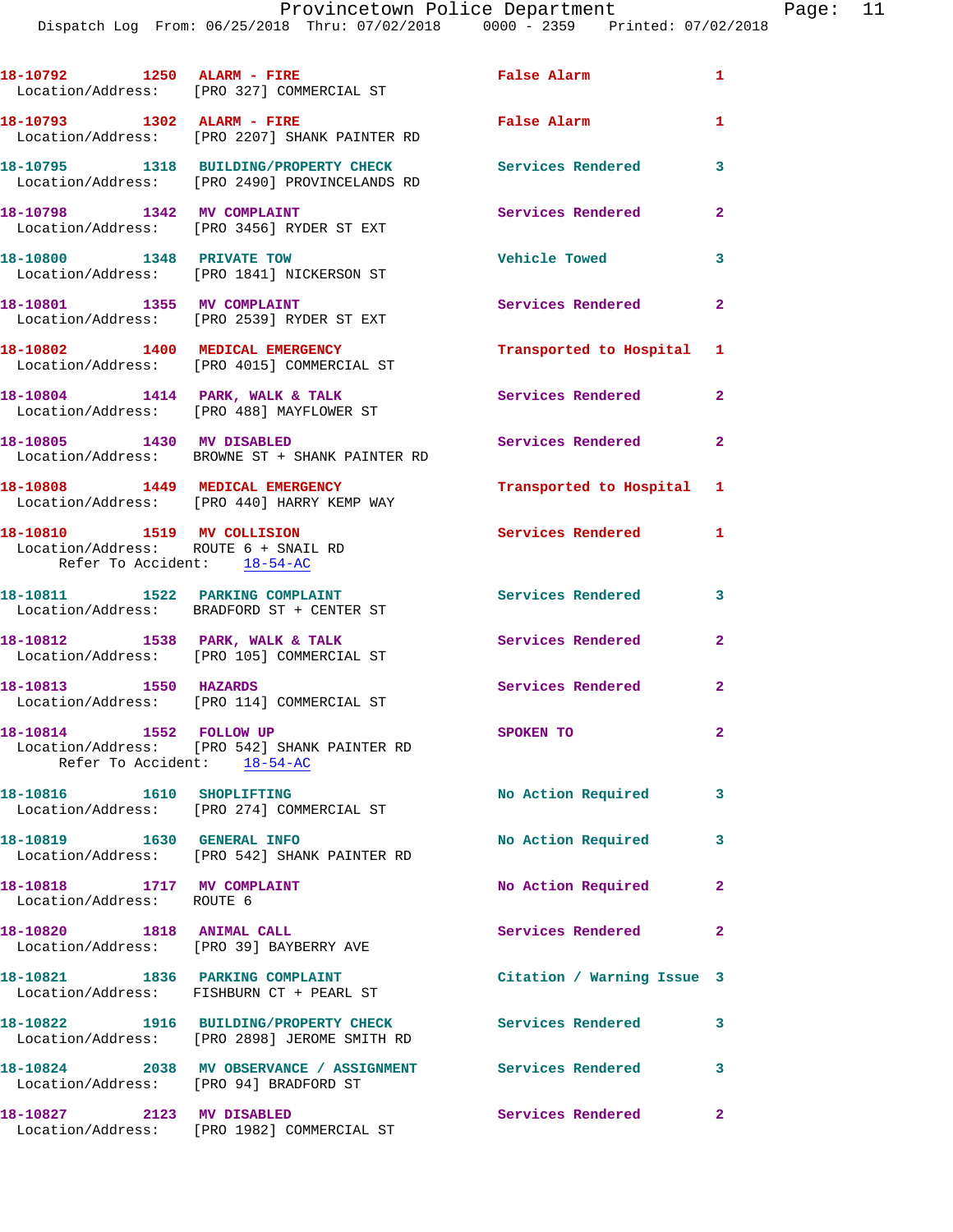18-10792 1250 ALARM - FIRE False Alarm 1
Location/Address: [PRO 327] COMMERCIAL ST

18-10793 1302 ALARM - FIRE False Alarm 1
Location/Address: [PRO 2207] SHANK PAINTER RD

18-10795 1318 BUILDING/PROPERTY CHECK Services Rendered 3
Location/Address: [PRO 2490] PROVINCELANDS RD

18-10798 1342 MV COMPLAINT Services Rendered 2
Location/Address: [PRO 3456] RYDER ST EXT

18-10800 1348 PRIVATE TOW Vehicle Towed 3
Location/Address: [PRO 1841] NICKERSON ST

18-10801 1355 MV COMPLAINT Services Rendered 2
Location/Address: [PRO 2539] RYDER ST EXT

18-10802 1400 MEDICAL EMERGENCY Transported to Hospital 1
Location/Address: [PRO 4015] COMMERCIAL ST

18-10804 1414 PARK, WALK & TALK Services Rendered 2
Location/Address: [PRO 488] MAYFLOWER ST

18-10805 1430 MV DISABLED Services Rendered 2
Location/Address: BROWNE ST + SHANK PAINTER RD

18-10808 1449 MEDICAL EMERGENCY Transported to Hospital 1
Location/Address: [PRO 440] HARRY KEMP WAY

18-10810 1519 MV COLLISION Services Rendered 1
Location/Address: ROUTE 6 + SNAIL RD
Refer To Accident: 18-54-AC

18-10811 1522 PARKING COMPLAINT Services Rendered 3
Location/Address: BRADFORD ST + CENTER ST

18-10812 1538 PARK, WALK & TALK Services Rendered 2
Location/Address: [PRO 105] COMMERCIAL ST

18-10813 1550 HAZARDS Services Rendered 2
Location/Address: [PRO 114] COMMERCIAL ST

18-10814 1552 FOLLOW UP SPOKEN TO 2
Location/Address: [PRO 542] SHANK PAINTER RD
Refer To Accident: 18-54-AC

18-10816 1610 SHOPLIFTING No Action Required 3
Location/Address: [PRO 274] COMMERCIAL ST

18-10819 1630 GENERAL INFO No Action Required 3
Location/Address: [PRO 542] SHANK PAINTER RD

18-10818 1717 MV COMPLAINT No Action Required 2
Location/Address: ROUTE 6

18-10820 1818 ANIMAL CALL Services Rendered 2
Location/Address: [PRO 39] BAYBERRY AVE

18-10821 1836 PARKING COMPLAINT Citation / Warning Issue 3
Location/Address: FISHBURN CT + PEARL ST

18-10822 1916 BUILDING/PROPERTY CHECK Services Rendered 3
Location/Address: [PRO 2898] JEROME SMITH RD

18-10824 2038 MV OBSERVANCE / ASSIGNMENT Services Rendered 3
Location/Address: [PRO 94] BRADFORD ST

18-10827 2123 MV DISABLED Services Rendered 2
Location/Address: [PRO 1982] COMMERCIAL ST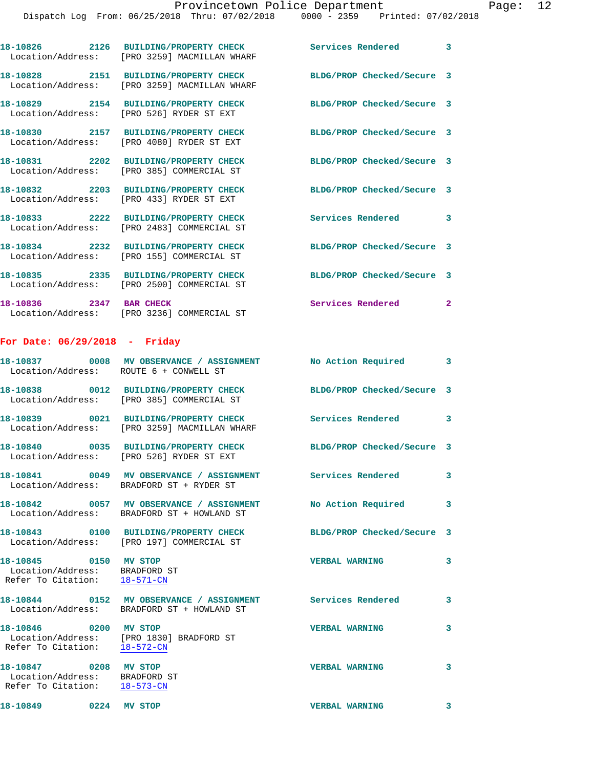18-10826 2126 BUILDING/PROPERTY CHECK Services Rendered 3
Location/Address: [PRO 3259] MACMILLAN WHARF

18-10828 2151 BUILDING/PROPERTY CHECK BLDG/PROP Checked/Secure 3
Location/Address: [PRO 3259] MACMILLAN WHARF

18-10829 2154 BUILDING/PROPERTY CHECK BLDG/PROP Checked/Secure 3
Location/Address: [PRO 526] RYDER ST EXT

18-10830 2157 BUILDING/PROPERTY CHECK BLDG/PROP Checked/Secure 3
Location/Address: [PRO 4080] RYDER ST EXT

18-10831 2202 BUILDING/PROPERTY CHECK BLDG/PROP Checked/Secure 3
Location/Address: [PRO 385] COMMERCIAL ST

18-10832 2203 BUILDING/PROPERTY CHECK BLDG/PROP Checked/Secure 3
Location/Address: [PRO 433] RYDER ST EXT

18-10833 2222 BUILDING/PROPERTY CHECK Services Rendered 3
Location/Address: [PRO 2483] COMMERCIAL ST

18-10834 2232 BUILDING/PROPERTY CHECK BLDG/PROP Checked/Secure 3
Location/Address: [PRO 155] COMMERCIAL ST

18-10835 2335 BUILDING/PROPERTY CHECK BLDG/PROP Checked/Secure 3
Location/Address: [PRO 2500] COMMERCIAL ST

18-10836 2347 BAR CHECK Services Rendered 2
Location/Address: [PRO 3236] COMMERCIAL ST

**For Date: 06/29/2018 - Friday**

18-10837 0008 MV OBSERVANCE / ASSIGNMENT No Action Required 3
Location/Address: ROUTE 6 + CONWELL ST

18-10838 0012 BUILDING/PROPERTY CHECK BLDG/PROP Checked/Secure 3
Location/Address: [PRO 385] COMMERCIAL ST

18-10839 0021 BUILDING/PROPERTY CHECK Services Rendered 3
Location/Address: [PRO 3259] MACMILLAN WHARF

18-10840 0035 BUILDING/PROPERTY CHECK BLDG/PROP Checked/Secure 3
Location/Address: [PRO 526] RYDER ST EXT

18-10841 0049 MV OBSERVANCE / ASSIGNMENT Services Rendered 3
Location/Address: BRADFORD ST + RYDER ST

18-10842 0057 MV OBSERVANCE / ASSIGNMENT No Action Required 3
Location/Address: BRADFORD ST + HOWLAND ST

18-10843 0100 BUILDING/PROPERTY CHECK BLDG/PROP Checked/Secure 3
Location/Address: [PRO 197] COMMERCIAL ST

18-10845 0150 MV STOP VERBAL WARNING 3
Location/Address: BRADFORD ST
Refer To Citation: 18-571-CN

18-10844 0152 MV OBSERVANCE / ASSIGNMENT Services Rendered 3
Location/Address: BRADFORD ST + HOWLAND ST

18-10846 0200 MV STOP VERBAL WARNING 3
Location/Address: [PRO 1830] BRADFORD ST
Refer To Citation: 18-572-CN

18-10847 0208 MV STOP VERBAL WARNING 3
Location/Address: BRADFORD ST
Refer To Citation: 18-573-CN

18-10849 0224 MV STOP VERBAL WARNING 3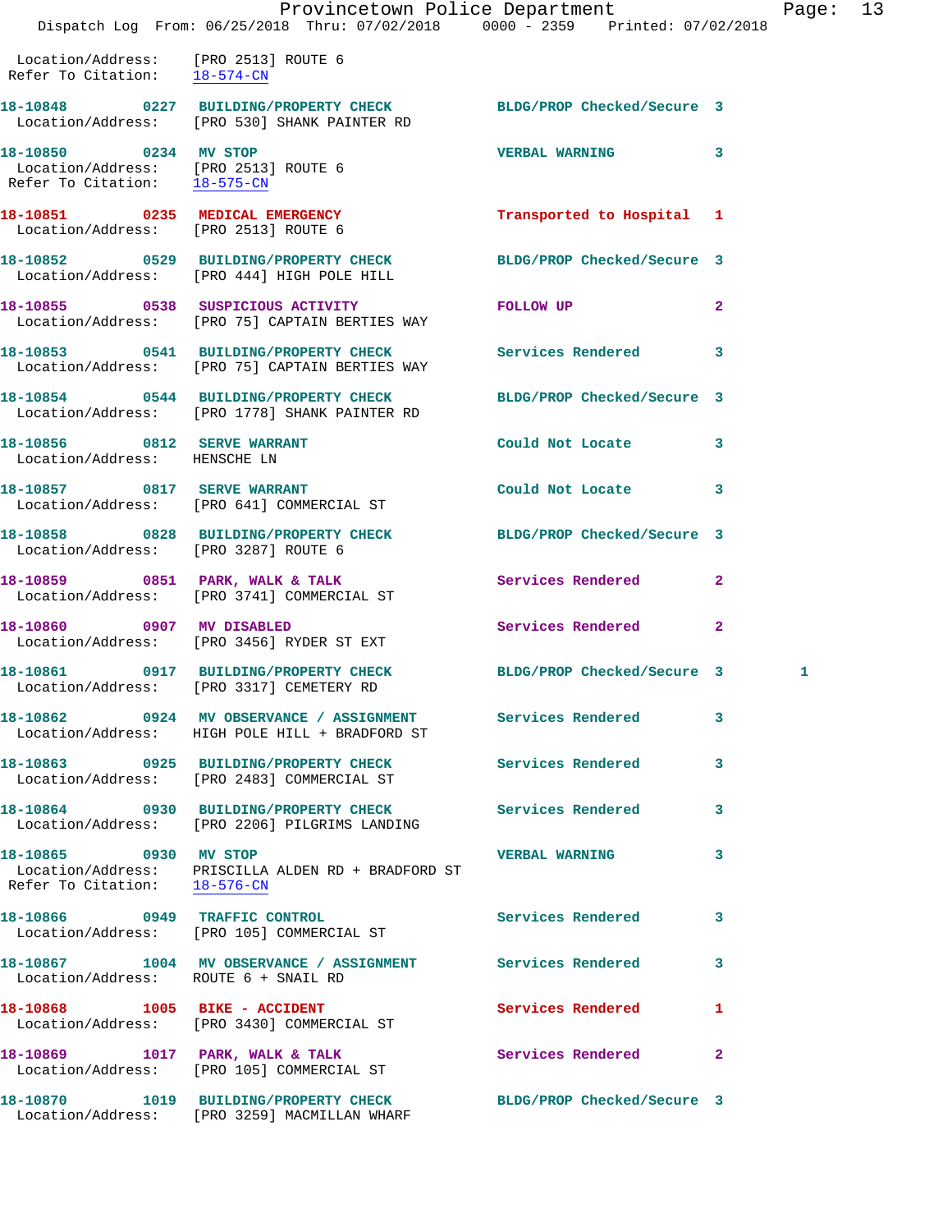```
Location/Address:    [PRO 2513] ROUTE 6
 Refer To Citation:   18-574-CN

18-10848       0227   BUILDING/PROPERTY CHECK          BLDG/PROP Checked/Secure  3
  Location/Address:    [PRO 530] SHANK PAINTER RD

18-10850       0234   MV STOP                          VERBAL WARNING            3
  Location/Address:    [PRO 2513] ROUTE 6
 Refer To Citation:   18-575-CN

18-10851       0235   MEDICAL EMERGENCY                Transported to Hospital   1
  Location/Address:    [PRO 2513] ROUTE 6

18-10852       0529   BUILDING/PROPERTY CHECK          BLDG/PROP Checked/Secure  3
  Location/Address:    [PRO 444] HIGH POLE HILL

18-10855       0538   SUSPICIOUS ACTIVITY              FOLLOW UP                 2
  Location/Address:    [PRO 75] CAPTAIN BERTIES WAY

18-10853       0541   BUILDING/PROPERTY CHECK          Services Rendered         3
  Location/Address:    [PRO 75] CAPTAIN BERTIES WAY

18-10854       0544   BUILDING/PROPERTY CHECK          BLDG/PROP Checked/Secure  3
  Location/Address:    [PRO 1778] SHANK PAINTER RD

18-10856       0812   SERVE WARRANT                    Could Not Locate          3
  Location/Address:    HENSCHE LN

18-10857       0817   SERVE WARRANT                    Could Not Locate          3
  Location/Address:    [PRO 641] COMMERCIAL ST

18-10858       0828   BUILDING/PROPERTY CHECK          BLDG/PROP Checked/Secure  3
  Location/Address:    [PRO 3287] ROUTE 6

18-10859       0851   PARK, WALK & TALK                Services Rendered         2
  Location/Address:    [PRO 3741] COMMERCIAL ST

18-10860       0907   MV DISABLED                      Services Rendered         2
  Location/Address:    [PRO 3456] RYDER ST EXT

18-10861       0917   BUILDING/PROPERTY CHECK          BLDG/PROP Checked/Secure  3         1
  Location/Address:    [PRO 3317] CEMETERY RD

18-10862       0924   MV OBSERVANCE / ASSIGNMENT       Services Rendered         3
  Location/Address:    HIGH POLE HILL + BRADFORD ST

18-10863       0925   BUILDING/PROPERTY CHECK          Services Rendered         3
  Location/Address:    [PRO 2483] COMMERCIAL ST

18-10864       0930   BUILDING/PROPERTY CHECK          Services Rendered         3
  Location/Address:    [PRO 2206] PILGRIMS LANDING

18-10865       0930   MV STOP                          VERBAL WARNING            3
  Location/Address:    PRISCILLA ALDEN RD + BRADFORD ST
 Refer To Citation:   18-576-CN

18-10866       0949   TRAFFIC CONTROL                  Services Rendered         3
  Location/Address:    [PRO 105] COMMERCIAL ST

18-10867       1004   MV OBSERVANCE / ASSIGNMENT       Services Rendered         3
  Location/Address:    ROUTE 6 + SNAIL RD

18-10868       1005   BIKE - ACCIDENT                  Services Rendered         1
  Location/Address:    [PRO 3430] COMMERCIAL ST

18-10869       1017   PARK, WALK & TALK                Services Rendered         2
  Location/Address:    [PRO 105] COMMERCIAL ST

18-10870       1019   BUILDING/PROPERTY CHECK          BLDG/PROP Checked/Secure  3
  Location/Address:    [PRO 3259] MACMILLAN WHARF
```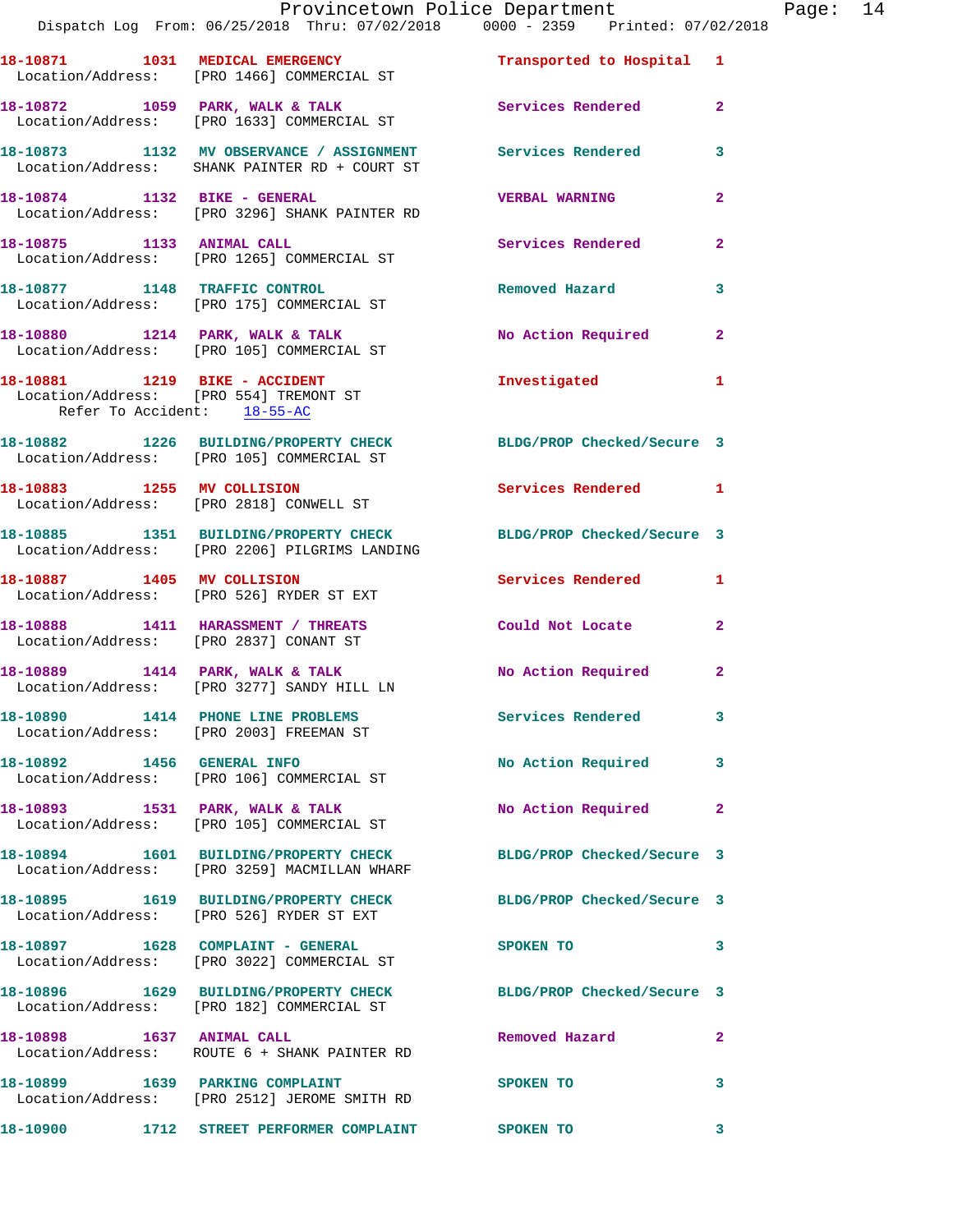18-10871 1031 MEDICAL EMERGENCY Transported to Hospital 1
Location/Address: [PRO 1466] COMMERCIAL ST

18-10872 1059 PARK, WALK & TALK Services Rendered 2
Location/Address: [PRO 1633] COMMERCIAL ST

18-10873 1132 MV OBSERVANCE / ASSIGNMENT Services Rendered 3
Location/Address: SHANK PAINTER RD + COURT ST

18-10874 1132 BIKE - GENERAL VERBAL WARNING 2
Location/Address: [PRO 3296] SHANK PAINTER RD

18-10875 1133 ANIMAL CALL Services Rendered 2
Location/Address: [PRO 1265] COMMERCIAL ST

18-10877 1148 TRAFFIC CONTROL Removed Hazard 3
Location/Address: [PRO 175] COMMERCIAL ST

18-10880 1214 PARK, WALK & TALK No Action Required 2
Location/Address: [PRO 105] COMMERCIAL ST

18-10881 1219 BIKE - ACCIDENT Investigated 1
Location/Address: [PRO 554] TREMONT ST
Refer To Accident: 18-55-AC

18-10882 1226 BUILDING/PROPERTY CHECK BLDG/PROP Checked/Secure 3
Location/Address: [PRO 105] COMMERCIAL ST

18-10883 1255 MV COLLISION Services Rendered 1
Location/Address: [PRO 2818] CONWELL ST

18-10885 1351 BUILDING/PROPERTY CHECK BLDG/PROP Checked/Secure 3
Location/Address: [PRO 2206] PILGRIMS LANDING

18-10887 1405 MV COLLISION Services Rendered 1
Location/Address: [PRO 526] RYDER ST EXT

18-10888 1411 HARASSMENT / THREATS Could Not Locate 2
Location/Address: [PRO 2837] CONANT ST

18-10889 1414 PARK, WALK & TALK No Action Required 2
Location/Address: [PRO 3277] SANDY HILL LN

18-10890 1414 PHONE LINE PROBLEMS Services Rendered 3
Location/Address: [PRO 2003] FREEMAN ST

18-10892 1456 GENERAL INFO No Action Required 3
Location/Address: [PRO 106] COMMERCIAL ST

18-10893 1531 PARK, WALK & TALK No Action Required 2
Location/Address: [PRO 105] COMMERCIAL ST

18-10894 1601 BUILDING/PROPERTY CHECK BLDG/PROP Checked/Secure 3
Location/Address: [PRO 3259] MACMILLAN WHARF

18-10895 1619 BUILDING/PROPERTY CHECK BLDG/PROP Checked/Secure 3
Location/Address: [PRO 526] RYDER ST EXT

18-10897 1628 COMPLAINT - GENERAL SPOKEN TO 3
Location/Address: [PRO 3022] COMMERCIAL ST

18-10896 1629 BUILDING/PROPERTY CHECK BLDG/PROP Checked/Secure 3
Location/Address: [PRO 182] COMMERCIAL ST

18-10898 1637 ANIMAL CALL Removed Hazard 2
Location/Address: ROUTE 6 + SHANK PAINTER RD

18-10899 1639 PARKING COMPLAINT SPOKEN TO 3
Location/Address: [PRO 2512] JEROME SMITH RD

18-10900 1712 STREET PERFORMER COMPLAINT SPOKEN TO 3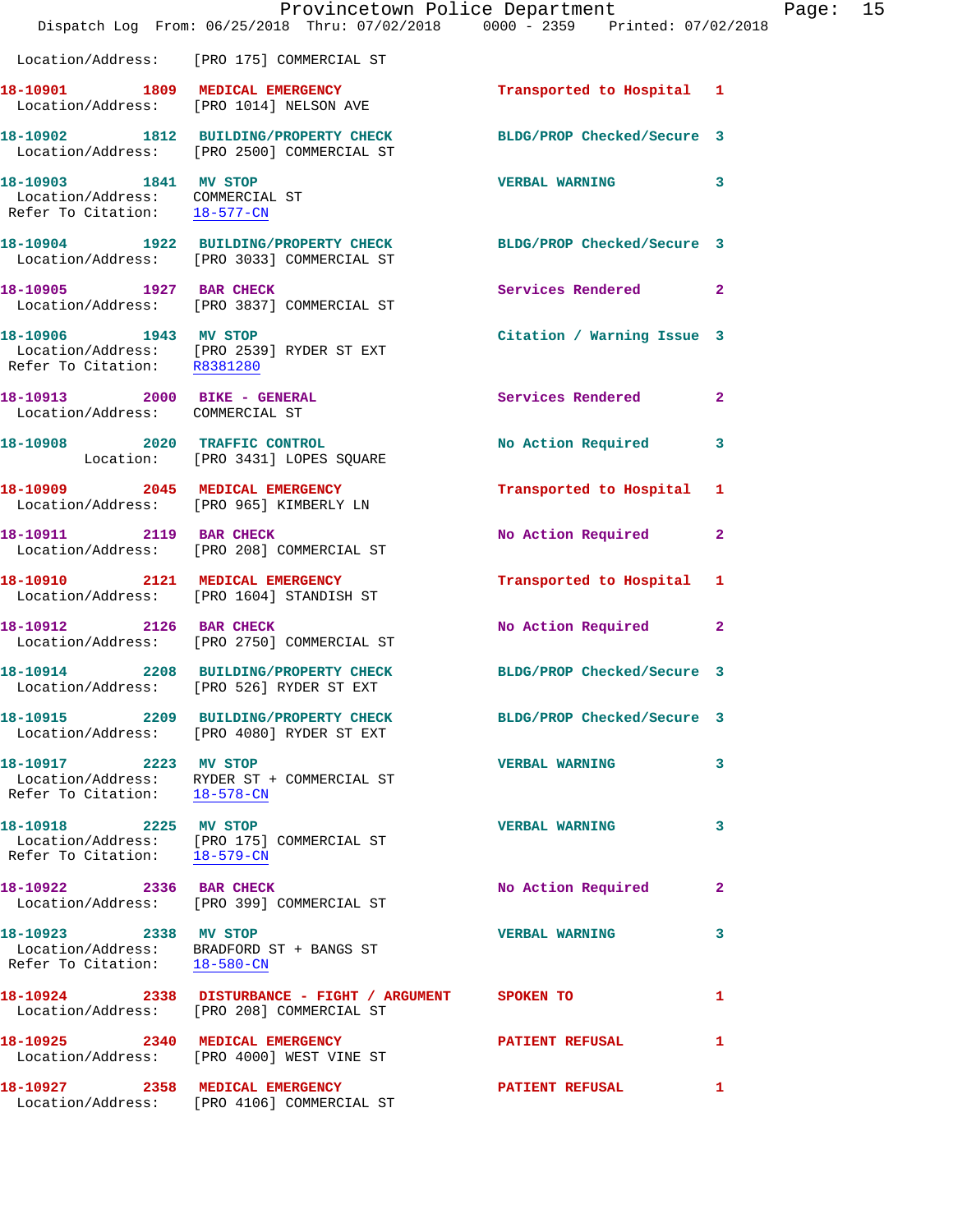Location/Address: [PRO 175] COMMERCIAL ST

**18-10901** 1809 **MEDICAL EMERGENCY** Transported to Hospital 1
Location/Address: [PRO 1014] NELSON AVE

**18-10902** 1812 **BUILDING/PROPERTY CHECK** BLDG/PROP Checked/Secure 3
Location/Address: [PRO 2500] COMMERCIAL ST

**18-10903** 1841 **MV STOP** VERBAL WARNING 3
Location/Address: COMMERCIAL ST
Refer To Citation: 18-577-CN

**18-10904** 1922 **BUILDING/PROPERTY CHECK** BLDG/PROP Checked/Secure 3
Location/Address: [PRO 3033] COMMERCIAL ST

**18-10905** 1927 **BAR CHECK** Services Rendered 2
Location/Address: [PRO 3837] COMMERCIAL ST

**18-10906** 1943 **MV STOP** Citation / Warning Issue 3
Location/Address: [PRO 2539] RYDER ST EXT
Refer To Citation: R8381280

**18-10913** 2000 **BIKE - GENERAL** Services Rendered 2
Location/Address: COMMERCIAL ST

**18-10908** 2020 **TRAFFIC CONTROL** No Action Required 3
Location: [PRO 3431] LOPES SQUARE

**18-10909** 2045 **MEDICAL EMERGENCY** Transported to Hospital 1
Location/Address: [PRO 965] KIMBERLY LN

**18-10911** 2119 **BAR CHECK** No Action Required 2
Location/Address: [PRO 208] COMMERCIAL ST

**18-10910** 2121 **MEDICAL EMERGENCY** Transported to Hospital 1
Location/Address: [PRO 1604] STANDISH ST

**18-10912** 2126 **BAR CHECK** No Action Required 2
Location/Address: [PRO 2750] COMMERCIAL ST

**18-10914** 2208 **BUILDING/PROPERTY CHECK** BLDG/PROP Checked/Secure 3
Location/Address: [PRO 526] RYDER ST EXT

**18-10915** 2209 **BUILDING/PROPERTY CHECK** BLDG/PROP Checked/Secure 3
Location/Address: [PRO 4080] RYDER ST EXT

**18-10917** 2223 **MV STOP** VERBAL WARNING 3
Location/Address: RYDER ST + COMMERCIAL ST
Refer To Citation: 18-578-CN

**18-10918** 2225 **MV STOP** VERBAL WARNING 3
Location/Address: [PRO 175] COMMERCIAL ST
Refer To Citation: 18-579-CN

**18-10922** 2336 **BAR CHECK** No Action Required 2
Location/Address: [PRO 399] COMMERCIAL ST

**18-10923** 2338 **MV STOP** VERBAL WARNING 3
Location/Address: BRADFORD ST + BANGS ST
Refer To Citation: 18-580-CN

**18-10924** 2338 **DISTURBANCE - FIGHT / ARGUMENT** SPOKEN TO 1
Location/Address: [PRO 208] COMMERCIAL ST

**18-10925** 2340 **MEDICAL EMERGENCY** PATIENT REFUSAL 1
Location/Address: [PRO 4000] WEST VINE ST

**18-10927** 2358 **MEDICAL EMERGENCY** PATIENT REFUSAL 1
Location/Address: [PRO 4106] COMMERCIAL ST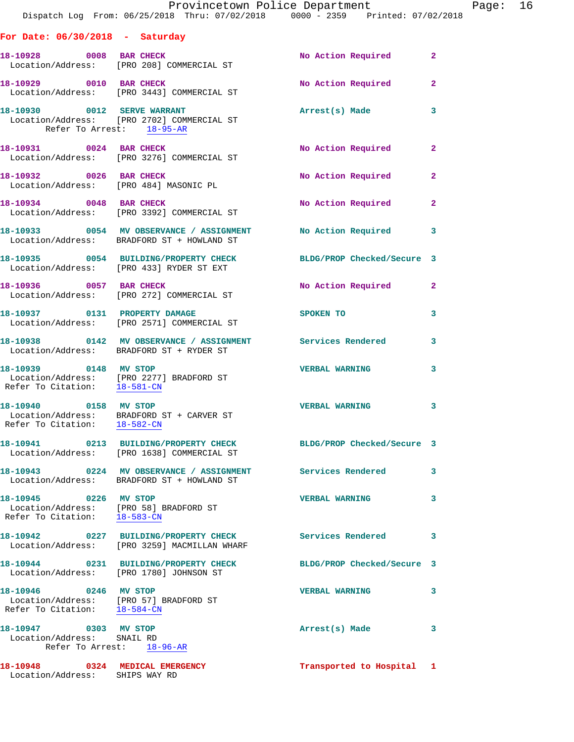## For Date: 06/30/2018 - Saturday

**18-10928 0008 BAR CHECK** — No Action Required — 2
Location/Address: [PRO 208] COMMERCIAL ST

**18-10929 0010 BAR CHECK** — No Action Required — 2
Location/Address: [PRO 3443] COMMERCIAL ST

**18-10930 0012 SERVE WARRANT** — Arrest(s) Made — 3
Location/Address: [PRO 2702] COMMERCIAL ST
Refer To Arrest: 18-95-AR

**18-10931 0024 BAR CHECK** — No Action Required — 2
Location/Address: [PRO 3276] COMMERCIAL ST

**18-10932 0026 BAR CHECK** — No Action Required — 2
Location/Address: [PRO 484] MASONIC PL

**18-10934 0048 BAR CHECK** — No Action Required — 2
Location/Address: [PRO 3392] COMMERCIAL ST

**18-10933 0054 MV OBSERVANCE / ASSIGNMENT** — No Action Required — 3
Location/Address: BRADFORD ST + HOWLAND ST

**18-10935 0054 BUILDING/PROPERTY CHECK** — BLDG/PROP Checked/Secure — 3
Location/Address: [PRO 433] RYDER ST EXT

**18-10936 0057 BAR CHECK** — No Action Required — 2
Location/Address: [PRO 272] COMMERCIAL ST

**18-10937 0131 PROPERTY DAMAGE** — SPOKEN TO — 3
Location/Address: [PRO 2571] COMMERCIAL ST

**18-10938 0142 MV OBSERVANCE / ASSIGNMENT** — Services Rendered — 3
Location/Address: BRADFORD ST + RYDER ST

**18-10939 0148 MV STOP** — VERBAL WARNING — 3
Location/Address: [PRO 2277] BRADFORD ST
Refer To Citation: 18-581-CN

**18-10940 0158 MV STOP** — VERBAL WARNING — 3
Location/Address: BRADFORD ST + CARVER ST
Refer To Citation: 18-582-CN

**18-10941 0213 BUILDING/PROPERTY CHECK** — BLDG/PROP Checked/Secure — 3
Location/Address: [PRO 1638] COMMERCIAL ST

**18-10943 0224 MV OBSERVANCE / ASSIGNMENT** — Services Rendered — 3
Location/Address: BRADFORD ST + HOWLAND ST

**18-10945 0226 MV STOP** — VERBAL WARNING — 3
Location/Address: [PRO 58] BRADFORD ST
Refer To Citation: 18-583-CN

**18-10942 0227 BUILDING/PROPERTY CHECK** — Services Rendered — 3
Location/Address: [PRO 3259] MACMILLAN WHARF

**18-10944 0231 BUILDING/PROPERTY CHECK** — BLDG/PROP Checked/Secure — 3
Location/Address: [PRO 1780] JOHNSON ST

**18-10946 0246 MV STOP** — VERBAL WARNING — 3
Location/Address: [PRO 57] BRADFORD ST
Refer To Citation: 18-584-CN

**18-10947 0303 MV STOP** — Arrest(s) Made — 3
Location/Address: SNAIL RD
Refer To Arrest: 18-96-AR

**18-10948 0324 MEDICAL EMERGENCY** — Transported to Hospital — 1
Location/Address: SHIPS WAY RD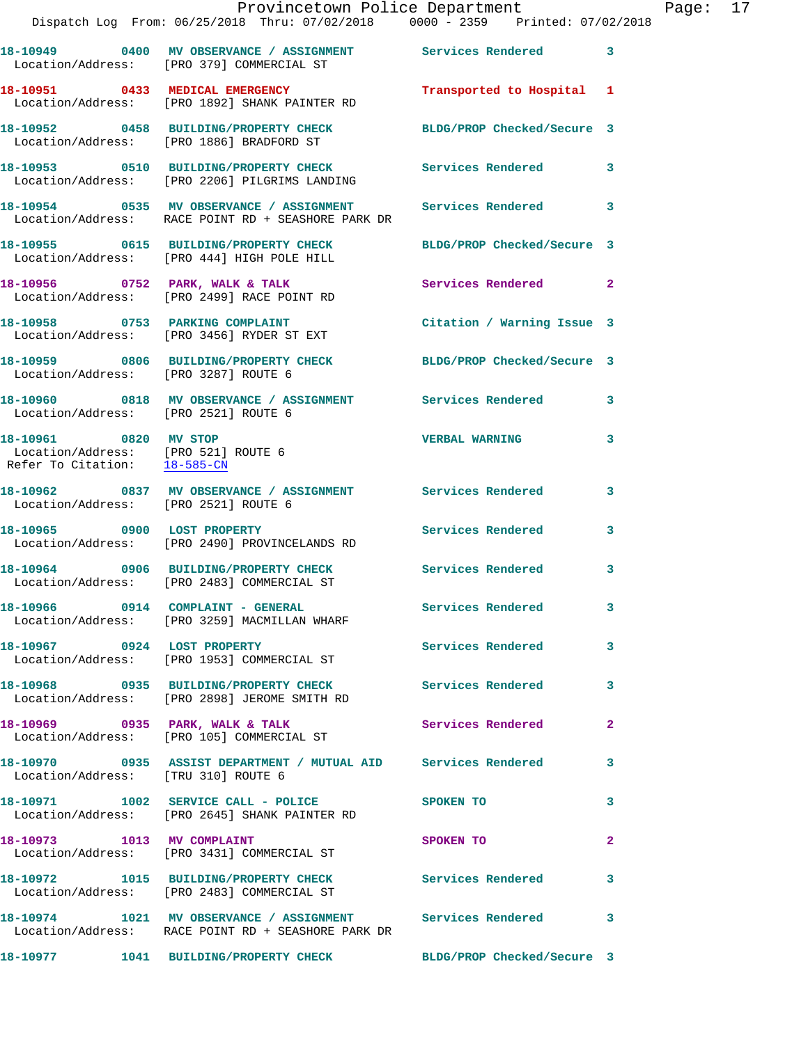18-10949 0400 **MV OBSERVANCE / ASSIGNMENT** Services Rendered 3
Location/Address: [PRO 379] COMMERCIAL ST

18-10951 0433 **MEDICAL EMERGENCY** Transported to Hospital 1
Location/Address: [PRO 1892] SHANK PAINTER RD

18-10952 0458 **BUILDING/PROPERTY CHECK** BLDG/PROP Checked/Secure 3
Location/Address: [PRO 1886] BRADFORD ST

18-10953 0510 **BUILDING/PROPERTY CHECK** Services Rendered 3
Location/Address: [PRO 2206] PILGRIMS LANDING

18-10954 0535 **MV OBSERVANCE / ASSIGNMENT** Services Rendered 3
Location/Address: RACE POINT RD + SEASHORE PARK DR

18-10955 0615 **BUILDING/PROPERTY CHECK** BLDG/PROP Checked/Secure 3
Location/Address: [PRO 444] HIGH POLE HILL

18-10956 0752 **PARK, WALK & TALK** Services Rendered 2
Location/Address: [PRO 2499] RACE POINT RD

18-10958 0753 **PARKING COMPLAINT** Citation / Warning Issue 3
Location/Address: [PRO 3456] RYDER ST EXT

18-10959 0806 **BUILDING/PROPERTY CHECK** BLDG/PROP Checked/Secure 3
Location/Address: [PRO 3287] ROUTE 6

18-10960 0818 **MV OBSERVANCE / ASSIGNMENT** Services Rendered 3
Location/Address: [PRO 2521] ROUTE 6

18-10961 0820 **MV STOP** VERBAL WARNING 3
Location/Address: [PRO 521] ROUTE 6
Refer To Citation: 18-585-CN

18-10962 0837 **MV OBSERVANCE / ASSIGNMENT** Services Rendered 3
Location/Address: [PRO 2521] ROUTE 6

18-10965 0900 **LOST PROPERTY** Services Rendered 3
Location/Address: [PRO 2490] PROVINCELANDS RD

18-10964 0906 **BUILDING/PROPERTY CHECK** Services Rendered 3
Location/Address: [PRO 2483] COMMERCIAL ST

18-10966 0914 **COMPLAINT - GENERAL** Services Rendered 3
Location/Address: [PRO 3259] MACMILLAN WHARF

18-10967 0924 **LOST PROPERTY** Services Rendered 3
Location/Address: [PRO 1953] COMMERCIAL ST

18-10968 0935 **BUILDING/PROPERTY CHECK** Services Rendered 3
Location/Address: [PRO 2898] JEROME SMITH RD

18-10969 0935 **PARK, WALK & TALK** Services Rendered 2
Location/Address: [PRO 105] COMMERCIAL ST

18-10970 0935 **ASSIST DEPARTMENT / MUTUAL AID** Services Rendered 3
Location/Address: [TRU 310] ROUTE 6

18-10971 1002 **SERVICE CALL - POLICE** SPOKEN TO 3
Location/Address: [PRO 2645] SHANK PAINTER RD

18-10973 1013 **MV COMPLAINT** SPOKEN TO 2
Location/Address: [PRO 3431] COMMERCIAL ST

18-10972 1015 **BUILDING/PROPERTY CHECK** Services Rendered 3
Location/Address: [PRO 2483] COMMERCIAL ST

18-10974 1021 **MV OBSERVANCE / ASSIGNMENT** Services Rendered 3
Location/Address: RACE POINT RD + SEASHORE PARK DR

18-10977 1041 **BUILDING/PROPERTY CHECK** BLDG/PROP Checked/Secure 3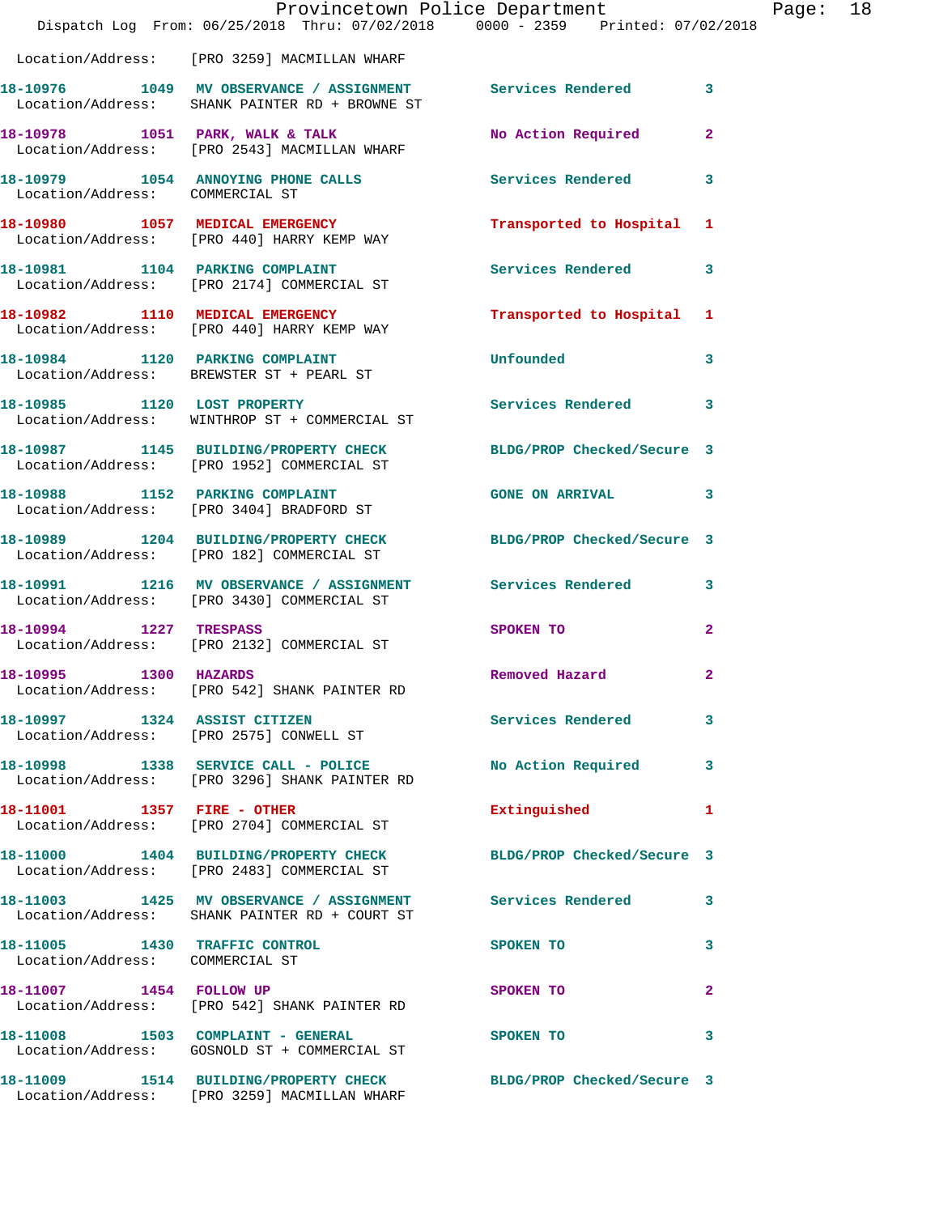Location/Address: [PRO 3259] MACMILLAN WHARF

| Call # | Time | Call Type | Disposition | Priority |
|---|---|---|---|---|
| 18-10976 | 1049 | MV OBSERVANCE / ASSIGNMENT | Services Rendered | 3 |
| Location/Address: | | SHANK PAINTER RD + BROWNE ST | | |
| 18-10978 | 1051 | PARK, WALK & TALK | No Action Required | 2 |
| Location/Address: | | [PRO 2543] MACMILLAN WHARF | | |
| 18-10979 | 1054 | ANNOYING PHONE CALLS | Services Rendered | 3 |
| Location/Address: | | COMMERCIAL ST | | |
| 18-10980 | 1057 | MEDICAL EMERGENCY | Transported to Hospital | 1 |
| Location/Address: | | [PRO 440] HARRY KEMP WAY | | |
| 18-10981 | 1104 | PARKING COMPLAINT | Services Rendered | 3 |
| Location/Address: | | [PRO 2174] COMMERCIAL ST | | |
| 18-10982 | 1110 | MEDICAL EMERGENCY | Transported to Hospital | 1 |
| Location/Address: | | [PRO 440] HARRY KEMP WAY | | |
| 18-10984 | 1120 | PARKING COMPLAINT | Unfounded | 3 |
| Location/Address: | | BREWSTER ST + PEARL ST | | |
| 18-10985 | 1120 | LOST PROPERTY | Services Rendered | 3 |
| Location/Address: | | WINTHROP ST + COMMERCIAL ST | | |
| 18-10987 | 1145 | BUILDING/PROPERTY CHECK | BLDG/PROP Checked/Secure | 3 |
| Location/Address: | | [PRO 1952] COMMERCIAL ST | | |
| 18-10988 | 1152 | PARKING COMPLAINT | GONE ON ARRIVAL | 3 |
| Location/Address: | | [PRO 3404] BRADFORD ST | | |
| 18-10989 | 1204 | BUILDING/PROPERTY CHECK | BLDG/PROP Checked/Secure | 3 |
| Location/Address: | | [PRO 182] COMMERCIAL ST | | |
| 18-10991 | 1216 | MV OBSERVANCE / ASSIGNMENT | Services Rendered | 3 |
| Location/Address: | | [PRO 3430] COMMERCIAL ST | | |
| 18-10994 | 1227 | TRESPASS | SPOKEN TO | 2 |
| Location/Address: | | [PRO 2132] COMMERCIAL ST | | |
| 18-10995 | 1300 | HAZARDS | Removed Hazard | 2 |
| Location/Address: | | [PRO 542] SHANK PAINTER RD | | |
| 18-10997 | 1324 | ASSIST CITIZEN | Services Rendered | 3 |
| Location/Address: | | [PRO 2575] CONWELL ST | | |
| 18-10998 | 1338 | SERVICE CALL - POLICE | No Action Required | 3 |
| Location/Address: | | [PRO 3296] SHANK PAINTER RD | | |
| 18-11001 | 1357 | FIRE - OTHER | Extinguished | 1 |
| Location/Address: | | [PRO 2704] COMMERCIAL ST | | |
| 18-11000 | 1404 | BUILDING/PROPERTY CHECK | BLDG/PROP Checked/Secure | 3 |
| Location/Address: | | [PRO 2483] COMMERCIAL ST | | |
| 18-11003 | 1425 | MV OBSERVANCE / ASSIGNMENT | Services Rendered | 3 |
| Location/Address: | | SHANK PAINTER RD + COURT ST | | |
| 18-11005 | 1430 | TRAFFIC CONTROL | SPOKEN TO | 3 |
| Location/Address: | | COMMERCIAL ST | | |
| 18-11007 | 1454 | FOLLOW UP | SPOKEN TO | 2 |
| Location/Address: | | [PRO 542] SHANK PAINTER RD | | |
| 18-11008 | 1503 | COMPLAINT - GENERAL | SPOKEN TO | 3 |
| Location/Address: | | GOSNOLD ST + COMMERCIAL ST | | |
| 18-11009 | 1514 | BUILDING/PROPERTY CHECK | BLDG/PROP Checked/Secure | 3 |
| Location/Address: | | [PRO 3259] MACMILLAN WHARF | | |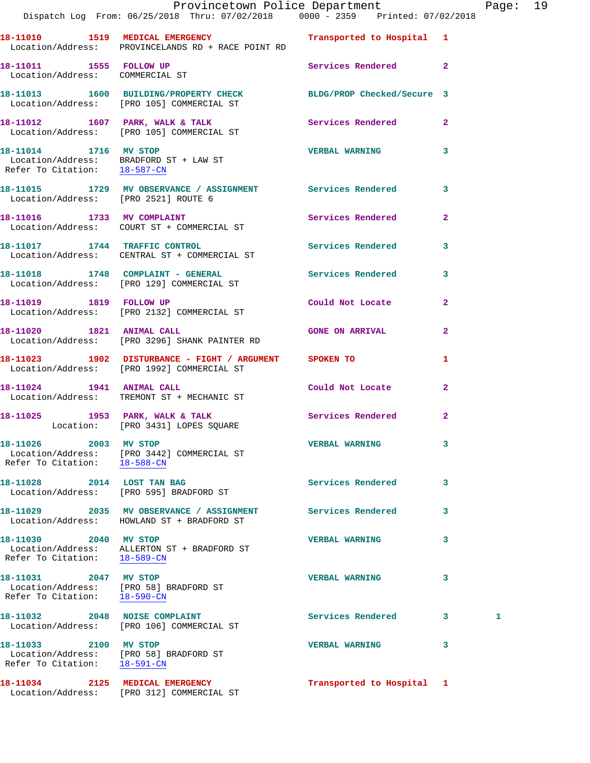**18-11010 1519 MEDICAL EMERGENCY** — Transported to Hospital — 1
Location/Address: PROVINCELANDS RD + RACE POINT RD

**18-11011 1555 FOLLOW UP** — Services Rendered — 2
Location/Address: COMMERCIAL ST

**18-11013 1600 BUILDING/PROPERTY CHECK** — BLDG/PROP Checked/Secure — 3
Location/Address: [PRO 105] COMMERCIAL ST

**18-11012 1607 PARK, WALK & TALK** — Services Rendered — 2
Location/Address: [PRO 105] COMMERCIAL ST

**18-11014 1716 MV STOP** — VERBAL WARNING — 3
Location/Address: BRADFORD ST + LAW ST
Refer To Citation: 18-587-CN

**18-11015 1729 MV OBSERVANCE / ASSIGNMENT** — Services Rendered — 3
Location/Address: [PRO 2521] ROUTE 6

**18-11016 1733 MV COMPLAINT** — Services Rendered — 2
Location/Address: COURT ST + COMMERCIAL ST

**18-11017 1744 TRAFFIC CONTROL** — Services Rendered — 3
Location/Address: CENTRAL ST + COMMERCIAL ST

**18-11018 1748 COMPLAINT - GENERAL** — Services Rendered — 3
Location/Address: [PRO 129] COMMERCIAL ST

**18-11019 1819 FOLLOW UP** — Could Not Locate — 2
Location/Address: [PRO 2132] COMMERCIAL ST

**18-11020 1821 ANIMAL CALL** — GONE ON ARRIVAL — 2
Location/Address: [PRO 3296] SHANK PAINTER RD

**18-11023 1902 DISTURBANCE - FIGHT / ARGUMENT** — SPOKEN TO — 1
Location/Address: [PRO 1992] COMMERCIAL ST

**18-11024 1941 ANIMAL CALL** — Could Not Locate — 2
Location/Address: TREMONT ST + MECHANIC ST

**18-11025 1953 PARK, WALK & TALK** — Services Rendered — 2
Location: [PRO 3431] LOPES SQUARE

**18-11026 2003 MV STOP** — VERBAL WARNING — 3
Location/Address: [PRO 3442] COMMERCIAL ST
Refer To Citation: 18-588-CN

**18-11028 2014 LOST TAN BAG** — Services Rendered — 3
Location/Address: [PRO 595] BRADFORD ST

**18-11029 2035 MV OBSERVANCE / ASSIGNMENT** — Services Rendered — 3
Location/Address: HOWLAND ST + BRADFORD ST

**18-11030 2040 MV STOP** — VERBAL WARNING — 3
Location/Address: ALLERTON ST + BRADFORD ST
Refer To Citation: 18-589-CN

**18-11031 2047 MV STOP** — VERBAL WARNING — 3
Location/Address: [PRO 58] BRADFORD ST
Refer To Citation: 18-590-CN

**18-11032 2048 NOISE COMPLAINT** — Services Rendered — 3 — 1
Location/Address: [PRO 106] COMMERCIAL ST

**18-11033 2100 MV STOP** — VERBAL WARNING — 3
Location/Address: [PRO 58] BRADFORD ST
Refer To Citation: 18-591-CN

**18-11034 2125 MEDICAL EMERGENCY** — Transported to Hospital — 1
Location/Address: [PRO 312] COMMERCIAL ST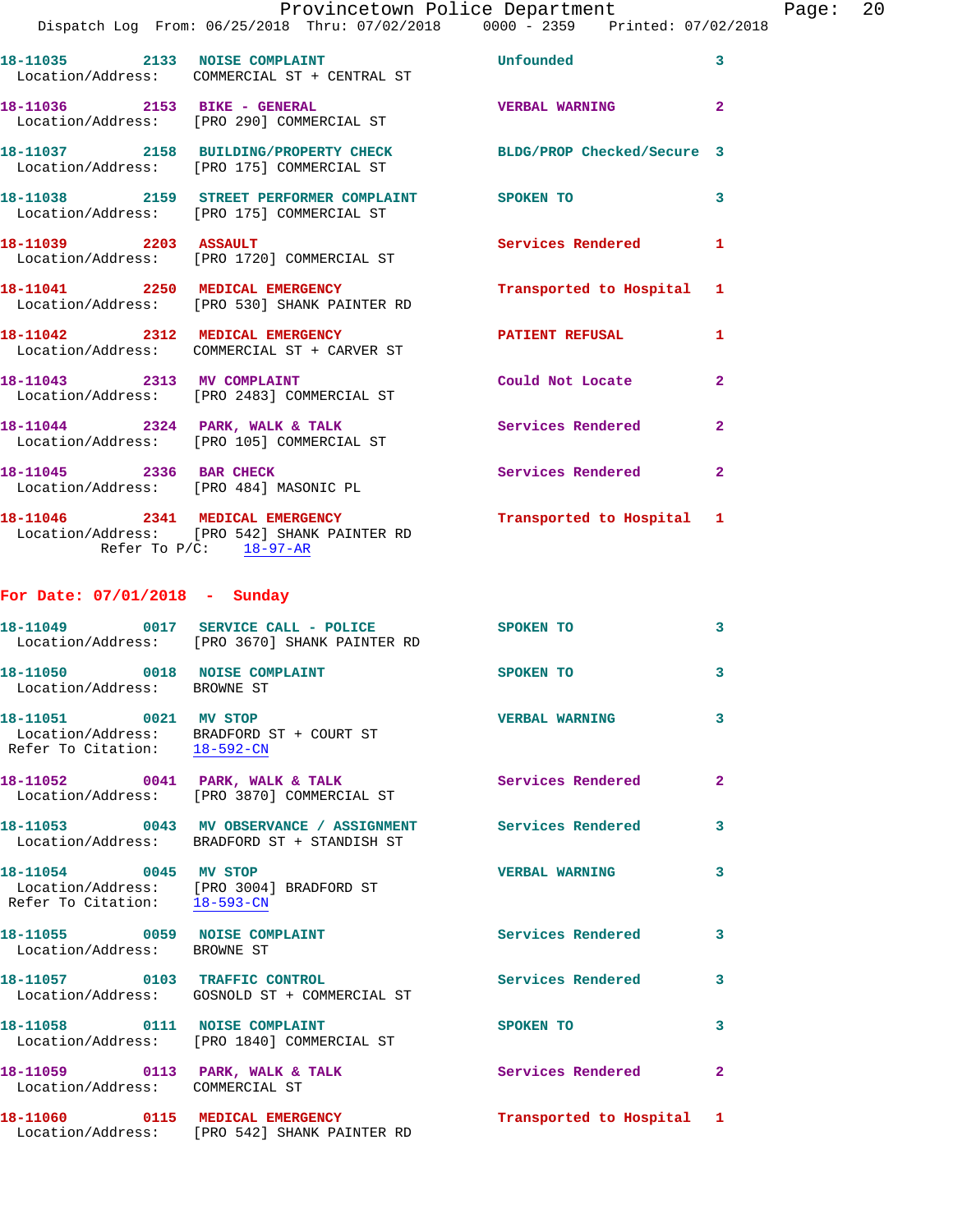18-11035 2133 NOISE COMPLAINT Unfounded 3
 Location/Address: COMMERCIAL ST + CENTRAL ST

18-11036 2153 BIKE - GENERAL VERBAL WARNING 2
 Location/Address: [PRO 290] COMMERCIAL ST

18-11037 2158 BUILDING/PROPERTY CHECK BLDG/PROP Checked/Secure 3
 Location/Address: [PRO 175] COMMERCIAL ST

18-11038 2159 STREET PERFORMER COMPLAINT SPOKEN TO 3
 Location/Address: [PRO 175] COMMERCIAL ST

18-11039 2203 ASSAULT Services Rendered 1
 Location/Address: [PRO 1720] COMMERCIAL ST

18-11041 2250 MEDICAL EMERGENCY Transported to Hospital 1
 Location/Address: [PRO 530] SHANK PAINTER RD

18-11042 2312 MEDICAL EMERGENCY PATIENT REFUSAL 1
 Location/Address: COMMERCIAL ST + CARVER ST

18-11043 2313 MV COMPLAINT Could Not Locate 2
 Location/Address: [PRO 2483] COMMERCIAL ST

18-11044 2324 PARK, WALK & TALK Services Rendered 2
 Location/Address: [PRO 105] COMMERCIAL ST

18-11045 2336 BAR CHECK Services Rendered 2
 Location/Address: [PRO 484] MASONIC PL

18-11046 2341 MEDICAL EMERGENCY Transported to Hospital 1
 Location/Address: [PRO 542] SHANK PAINTER RD
 Refer To P/C: 18-97-AR

## For Date: 07/01/2018 - Sunday

18-11049 0017 SERVICE CALL - POLICE SPOKEN TO 3
 Location/Address: [PRO 3670] SHANK PAINTER RD

18-11050 0018 NOISE COMPLAINT SPOKEN TO 3
 Location/Address: BROWNE ST

18-11051 0021 MV STOP VERBAL WARNING 3
 Location/Address: BRADFORD ST + COURT ST
 Refer To Citation: 18-592-CN

18-11052 0041 PARK, WALK & TALK Services Rendered 2
 Location/Address: [PRO 3870] COMMERCIAL ST

18-11053 0043 MV OBSERVANCE / ASSIGNMENT Services Rendered 3
 Location/Address: BRADFORD ST + STANDISH ST

18-11054 0045 MV STOP VERBAL WARNING 3
 Location/Address: [PRO 3004] BRADFORD ST
 Refer To Citation: 18-593-CN

18-11055 0059 NOISE COMPLAINT Services Rendered 3
 Location/Address: BROWNE ST

18-11057 0103 TRAFFIC CONTROL Services Rendered 3
 Location/Address: GOSNOLD ST + COMMERCIAL ST

18-11058 0111 NOISE COMPLAINT SPOKEN TO 3
 Location/Address: [PRO 1840] COMMERCIAL ST

18-11059 0113 PARK, WALK & TALK Services Rendered 2
 Location/Address: COMMERCIAL ST

18-11060 0115 MEDICAL EMERGENCY Transported to Hospital 1
 Location/Address: [PRO 542] SHANK PAINTER RD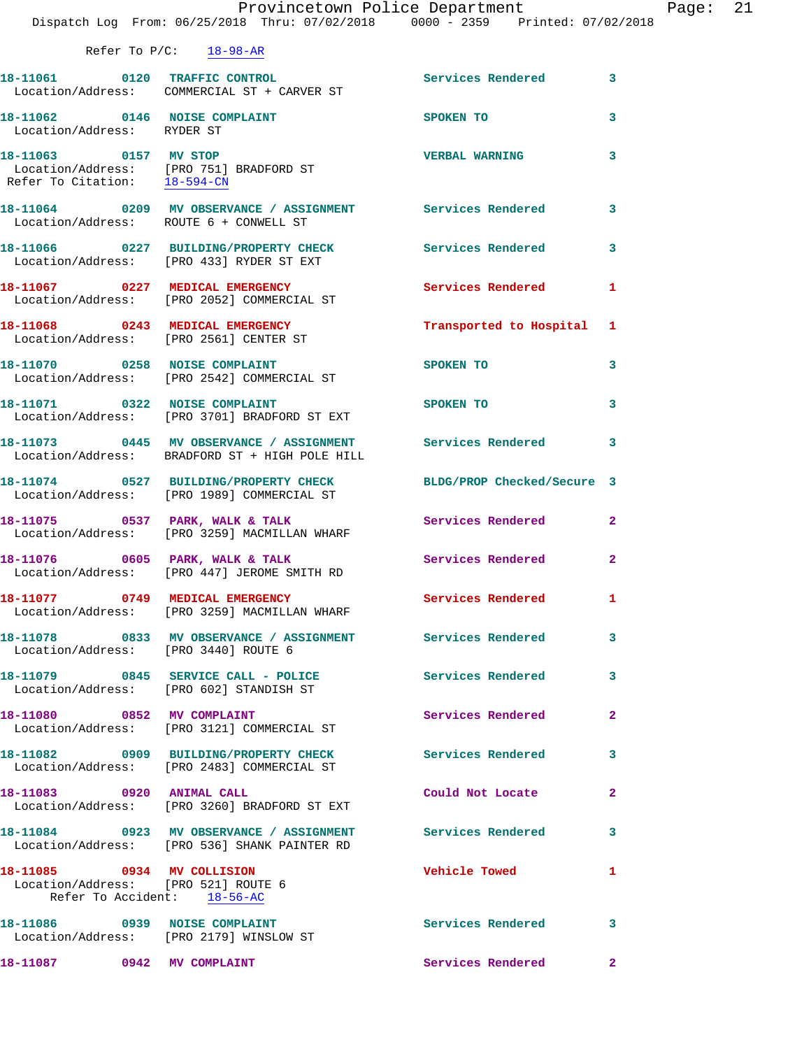Refer To P/C: 18-98-AR

18-11061 0120 TRAFFIC CONTROL Services Rendered 3
Location/Address: COMMERCIAL ST + CARVER ST

18-11062 0146 NOISE COMPLAINT SPOKEN TO 3
Location/Address: RYDER ST

18-11063 0157 MV STOP VERBAL WARNING 3
Location/Address: [PRO 751] BRADFORD ST
Refer To Citation: 18-594-CN

18-11064 0209 MV OBSERVANCE / ASSIGNMENT Services Rendered 3
Location/Address: ROUTE 6 + CONWELL ST

18-11066 0227 BUILDING/PROPERTY CHECK Services Rendered 3
Location/Address: [PRO 433] RYDER ST EXT

18-11067 0227 MEDICAL EMERGENCY Services Rendered 1
Location/Address: [PRO 2052] COMMERCIAL ST

18-11068 0243 MEDICAL EMERGENCY Transported to Hospital 1
Location/Address: [PRO 2561] CENTER ST

18-11070 0258 NOISE COMPLAINT SPOKEN TO 3
Location/Address: [PRO 2542] COMMERCIAL ST

18-11071 0322 NOISE COMPLAINT SPOKEN TO 3
Location/Address: [PRO 3701] BRADFORD ST EXT

18-11073 0445 MV OBSERVANCE / ASSIGNMENT Services Rendered 3
Location/Address: BRADFORD ST + HIGH POLE HILL

18-11074 0527 BUILDING/PROPERTY CHECK BLDG/PROP Checked/Secure 3
Location/Address: [PRO 1989] COMMERCIAL ST

18-11075 0537 PARK, WALK & TALK Services Rendered 2
Location/Address: [PRO 3259] MACMILLAN WHARF

18-11076 0605 PARK, WALK & TALK Services Rendered 2
Location/Address: [PRO 447] JEROME SMITH RD

18-11077 0749 MEDICAL EMERGENCY Services Rendered 1
Location/Address: [PRO 3259] MACMILLAN WHARF

18-11078 0833 MV OBSERVANCE / ASSIGNMENT Services Rendered 3
Location/Address: [PRO 3440] ROUTE 6

18-11079 0845 SERVICE CALL - POLICE Services Rendered 3
Location/Address: [PRO 602] STANDISH ST

18-11080 0852 MV COMPLAINT Services Rendered 2
Location/Address: [PRO 3121] COMMERCIAL ST

18-11082 0909 BUILDING/PROPERTY CHECK Services Rendered 3
Location/Address: [PRO 2483] COMMERCIAL ST

18-11083 0920 ANIMAL CALL Could Not Locate 2
Location/Address: [PRO 3260] BRADFORD ST EXT

18-11084 0923 MV OBSERVANCE / ASSIGNMENT Services Rendered 3
Location/Address: [PRO 536] SHANK PAINTER RD

18-11085 0934 MV COLLISION Vehicle Towed 1
Location/Address: [PRO 521] ROUTE 6
Refer To Accident: 18-56-AC

18-11086 0939 NOISE COMPLAINT Services Rendered 3
Location/Address: [PRO 2179] WINSLOW ST

18-11087 0942 MV COMPLAINT Services Rendered 2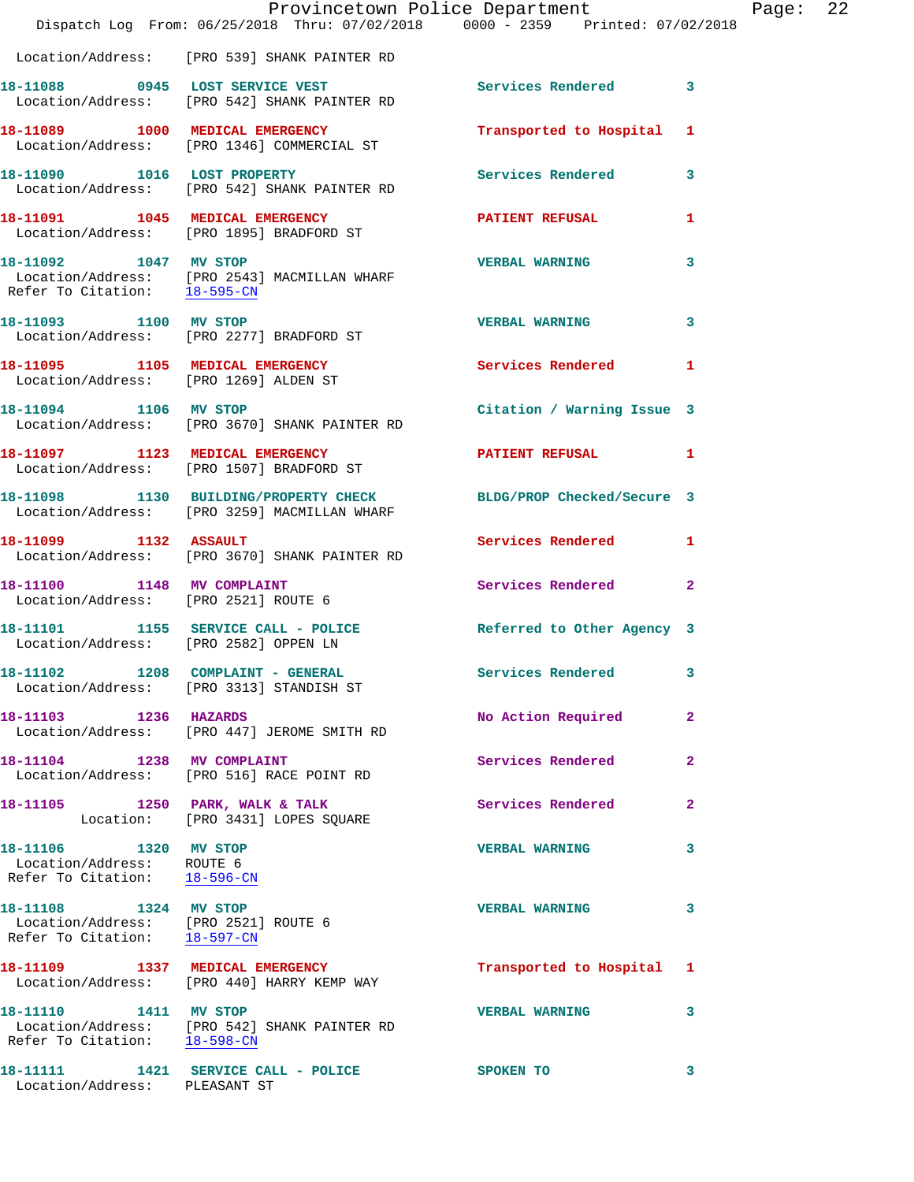Location/Address: [PRO 539] SHANK PAINTER RD

18-11088 0945 LOST SERVICE VEST Services Rendered 3
Location/Address: [PRO 542] SHANK PAINTER RD

18-11089 1000 MEDICAL EMERGENCY Transported to Hospital 1
Location/Address: [PRO 1346] COMMERCIAL ST

18-11090 1016 LOST PROPERTY Services Rendered 3
Location/Address: [PRO 542] SHANK PAINTER RD

18-11091 1045 MEDICAL EMERGENCY PATIENT REFUSAL 1
Location/Address: [PRO 1895] BRADFORD ST

18-11092 1047 MV STOP VERBAL WARNING 3
Location/Address: [PRO 2543] MACMILLAN WHARF
Refer To Citation: 18-595-CN

18-11093 1100 MV STOP VERBAL WARNING 3
Location/Address: [PRO 2277] BRADFORD ST

18-11095 1105 MEDICAL EMERGENCY Services Rendered 1
Location/Address: [PRO 1269] ALDEN ST

18-11094 1106 MV STOP Citation / Warning Issue 3
Location/Address: [PRO 3670] SHANK PAINTER RD

18-11097 1123 MEDICAL EMERGENCY PATIENT REFUSAL 1
Location/Address: [PRO 1507] BRADFORD ST

18-11098 1130 BUILDING/PROPERTY CHECK BLDG/PROP Checked/Secure 3
Location/Address: [PRO 3259] MACMILLAN WHARF

18-11099 1132 ASSAULT Services Rendered 1
Location/Address: [PRO 3670] SHANK PAINTER RD

18-11100 1148 MV COMPLAINT Services Rendered 2
Location/Address: [PRO 2521] ROUTE 6

18-11101 1155 SERVICE CALL - POLICE Referred to Other Agency 3
Location/Address: [PRO 2582] OPPEN LN

18-11102 1208 COMPLAINT - GENERAL Services Rendered 3
Location/Address: [PRO 3313] STANDISH ST

18-11103 1236 HAZARDS No Action Required 2
Location/Address: [PRO 447] JEROME SMITH RD

18-11104 1238 MV COMPLAINT Services Rendered 2
Location/Address: [PRO 516] RACE POINT RD

18-11105 1250 PARK, WALK & TALK Services Rendered 2
Location: [PRO 3431] LOPES SQUARE

18-11106 1320 MV STOP VERBAL WARNING 3
Location/Address: ROUTE 6
Refer To Citation: 18-596-CN

18-11108 1324 MV STOP VERBAL WARNING 3
Location/Address: [PRO 2521] ROUTE 6
Refer To Citation: 18-597-CN

18-11109 1337 MEDICAL EMERGENCY Transported to Hospital 1
Location/Address: [PRO 440] HARRY KEMP WAY

18-11110 1411 MV STOP VERBAL WARNING 3
Location/Address: [PRO 542] SHANK PAINTER RD
Refer To Citation: 18-598-CN

18-11111 1421 SERVICE CALL - POLICE SPOKEN TO 3
Location/Address: PLEASANT ST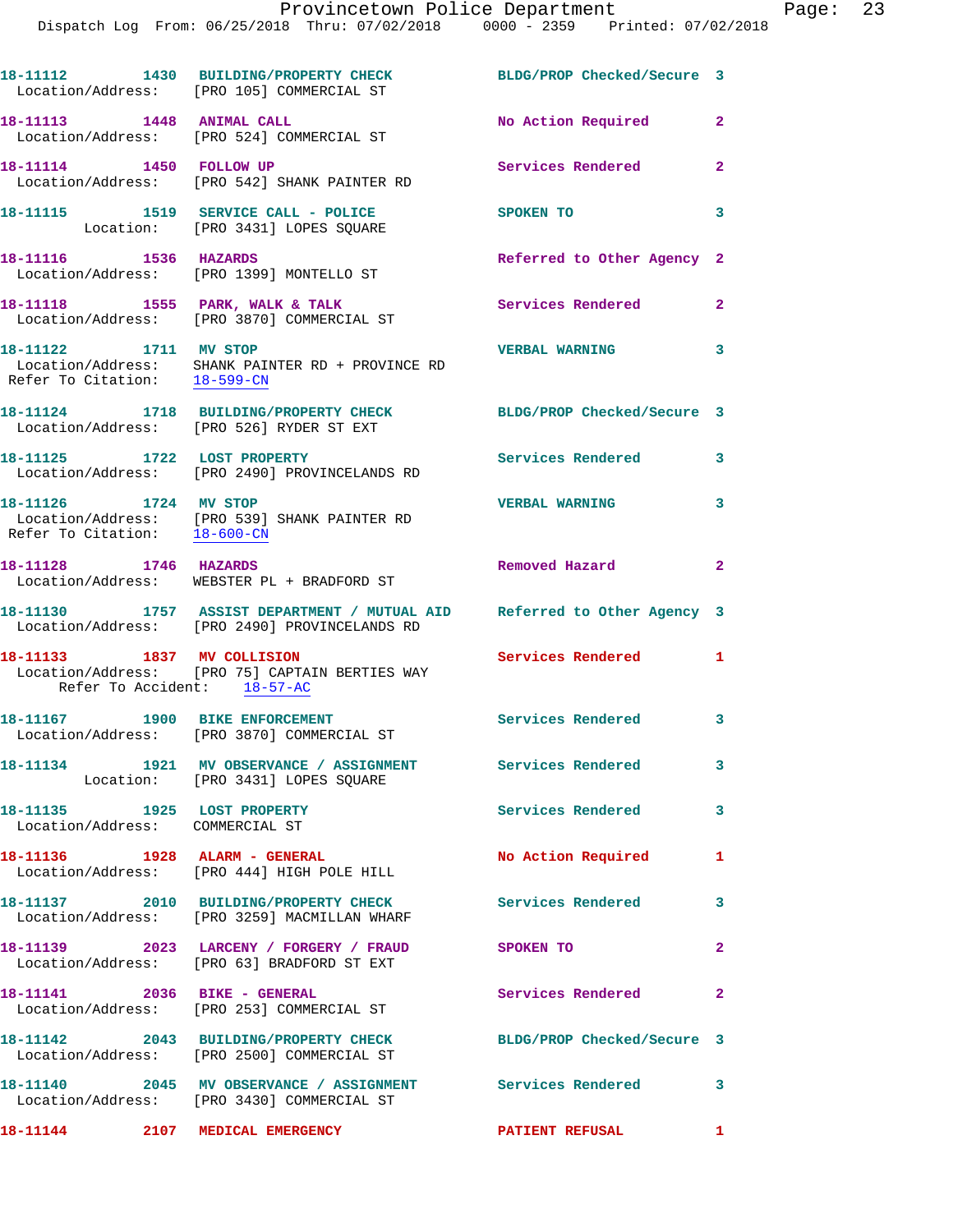18-11112 1430 BUILDING/PROPERTY CHECK BLDG/PROP Checked/Secure 3
Location/Address: [PRO 105] COMMERCIAL ST

18-11113 1448 ANIMAL CALL No Action Required 2
Location/Address: [PRO 524] COMMERCIAL ST

18-11114 1450 FOLLOW UP Services Rendered 2
Location/Address: [PRO 542] SHANK PAINTER RD

18-11115 1519 SERVICE CALL - POLICE SPOKEN TO 3
Location: [PRO 3431] LOPES SQUARE

18-11116 1536 HAZARDS Referred to Other Agency 2
Location/Address: [PRO 1399] MONTELLO ST

18-11118 1555 PARK, WALK & TALK Services Rendered 2
Location/Address: [PRO 3870] COMMERCIAL ST

18-11122 1711 MV STOP VERBAL WARNING 3
Location/Address: SHANK PAINTER RD + PROVINCE RD
Refer To Citation: 18-599-CN

18-11124 1718 BUILDING/PROPERTY CHECK BLDG/PROP Checked/Secure 3
Location/Address: [PRO 526] RYDER ST EXT

18-11125 1722 LOST PROPERTY Services Rendered 3
Location/Address: [PRO 2490] PROVINCELANDS RD

18-11126 1724 MV STOP VERBAL WARNING 3
Location/Address: [PRO 539] SHANK PAINTER RD
Refer To Citation: 18-600-CN

18-11128 1746 HAZARDS Removed Hazard 2
Location/Address: WEBSTER PL + BRADFORD ST

18-11130 1757 ASSIST DEPARTMENT / MUTUAL AID Referred to Other Agency 3
Location/Address: [PRO 2490] PROVINCELANDS RD

18-11133 1837 MV COLLISION Services Rendered 1
Location/Address: [PRO 75] CAPTAIN BERTIES WAY
Refer To Accident: 18-57-AC

18-11167 1900 BIKE ENFORCEMENT Services Rendered 3
Location/Address: [PRO 3870] COMMERCIAL ST

18-11134 1921 MV OBSERVANCE / ASSIGNMENT Services Rendered 3
Location: [PRO 3431] LOPES SQUARE

18-11135 1925 LOST PROPERTY Services Rendered 3
Location/Address: COMMERCIAL ST

18-11136 1928 ALARM - GENERAL No Action Required 1
Location/Address: [PRO 444] HIGH POLE HILL

18-11137 2010 BUILDING/PROPERTY CHECK Services Rendered 3
Location/Address: [PRO 3259] MACMILLAN WHARF

18-11139 2023 LARCENY / FORGERY / FRAUD SPOKEN TO 2
Location/Address: [PRO 63] BRADFORD ST EXT

18-11141 2036 BIKE - GENERAL Services Rendered 2
Location/Address: [PRO 253] COMMERCIAL ST

18-11142 2043 BUILDING/PROPERTY CHECK BLDG/PROP Checked/Secure 3
Location/Address: [PRO 2500] COMMERCIAL ST

18-11140 2045 MV OBSERVANCE / ASSIGNMENT Services Rendered 3
Location/Address: [PRO 3430] COMMERCIAL ST

18-11144 2107 MEDICAL EMERGENCY PATIENT REFUSAL 1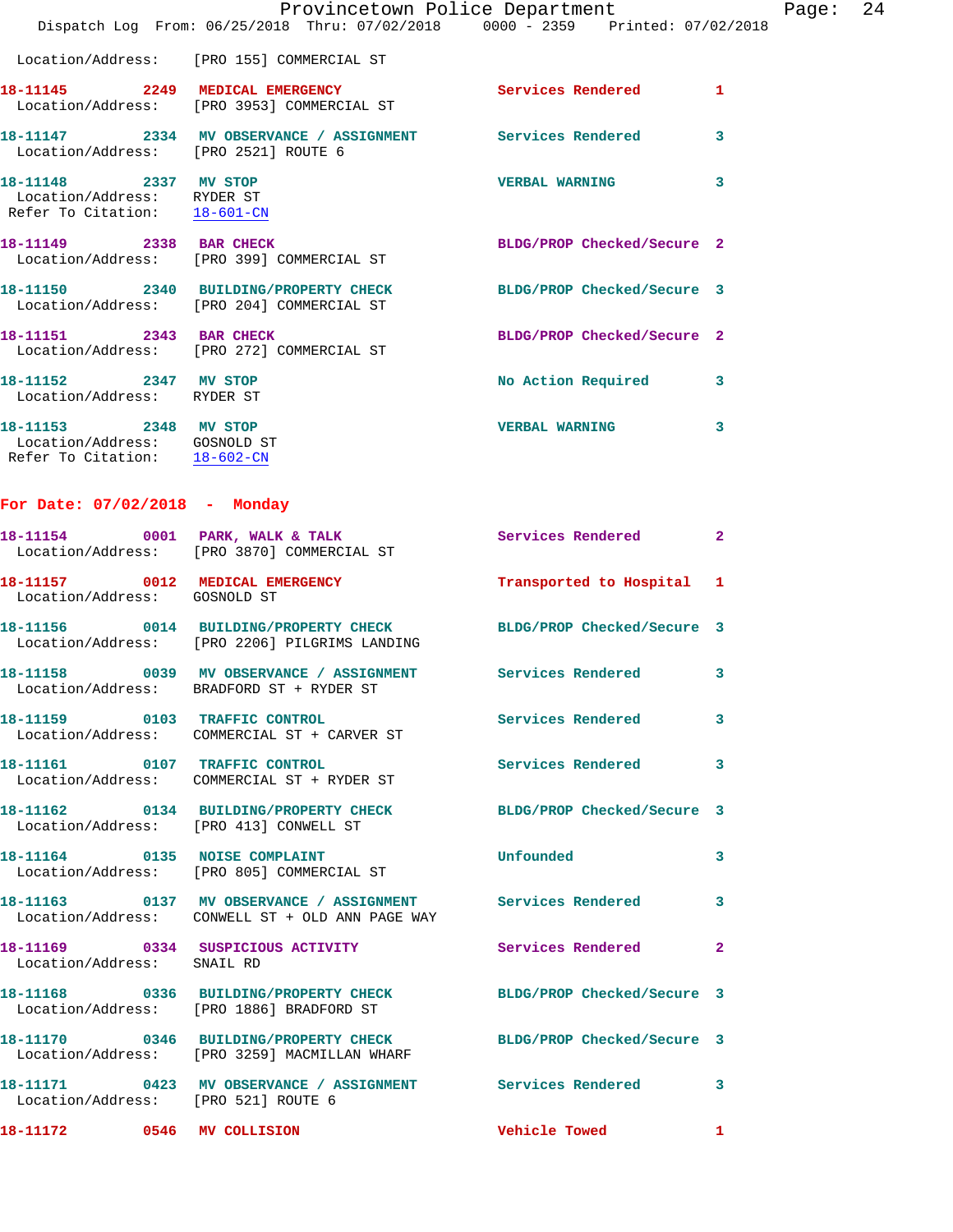Location/Address: [PRO 155] COMMERCIAL ST

**18-11145** 2249 **MEDICAL EMERGENCY** Services Rendered 1
Location/Address: [PRO 3953] COMMERCIAL ST

**18-11147** 2334 **MV OBSERVANCE / ASSIGNMENT** Services Rendered 3
Location/Address: [PRO 2521] ROUTE 6

**18-11148** 2337 **MV STOP** VERBAL WARNING 3
Location/Address: RYDER ST
Refer To Citation: 18-601-CN

**18-11149** 2338 **BAR CHECK** BLDG/PROP Checked/Secure 2
Location/Address: [PRO 399] COMMERCIAL ST

**18-11150** 2340 **BUILDING/PROPERTY CHECK** BLDG/PROP Checked/Secure 3
Location/Address: [PRO 204] COMMERCIAL ST

**18-11151** 2343 **BAR CHECK** BLDG/PROP Checked/Secure 2
Location/Address: [PRO 272] COMMERCIAL ST

**18-11152** 2347 **MV STOP** No Action Required 3
Location/Address: RYDER ST

**18-11153** 2348 **MV STOP** VERBAL WARNING 3
Location/Address: GOSNOLD ST
Refer To Citation: 18-602-CN

## For Date: 07/02/2018 - Monday

**18-11154** 0001 **PARK, WALK & TALK** Services Rendered 2
Location/Address: [PRO 3870] COMMERCIAL ST

**18-11157** 0012 **MEDICAL EMERGENCY** Transported to Hospital 1
Location/Address: GOSNOLD ST

**18-11156** 0014 **BUILDING/PROPERTY CHECK** BLDG/PROP Checked/Secure 3
Location/Address: [PRO 2206] PILGRIMS LANDING

**18-11158** 0039 **MV OBSERVANCE / ASSIGNMENT** Services Rendered 3
Location/Address: BRADFORD ST + RYDER ST

**18-11159** 0103 **TRAFFIC CONTROL** Services Rendered 3
Location/Address: COMMERCIAL ST + CARVER ST

**18-11161** 0107 **TRAFFIC CONTROL** Services Rendered 3
Location/Address: COMMERCIAL ST + RYDER ST

**18-11162** 0134 **BUILDING/PROPERTY CHECK** BLDG/PROP Checked/Secure 3
Location/Address: [PRO 413] CONWELL ST

**18-11164** 0135 **NOISE COMPLAINT** Unfounded 3
Location/Address: [PRO 805] COMMERCIAL ST

**18-11163** 0137 **MV OBSERVANCE / ASSIGNMENT** Services Rendered 3
Location/Address: CONWELL ST + OLD ANN PAGE WAY

**18-11169** 0334 **SUSPICIOUS ACTIVITY** Services Rendered 2
Location/Address: SNAIL RD

**18-11168** 0336 **BUILDING/PROPERTY CHECK** BLDG/PROP Checked/Secure 3
Location/Address: [PRO 1886] BRADFORD ST

**18-11170** 0346 **BUILDING/PROPERTY CHECK** BLDG/PROP Checked/Secure 3
Location/Address: [PRO 3259] MACMILLAN WHARF

**18-11171** 0423 **MV OBSERVANCE / ASSIGNMENT** Services Rendered 3
Location/Address: [PRO 521] ROUTE 6

**18-11172** 0546 **MV COLLISION** Vehicle Towed 1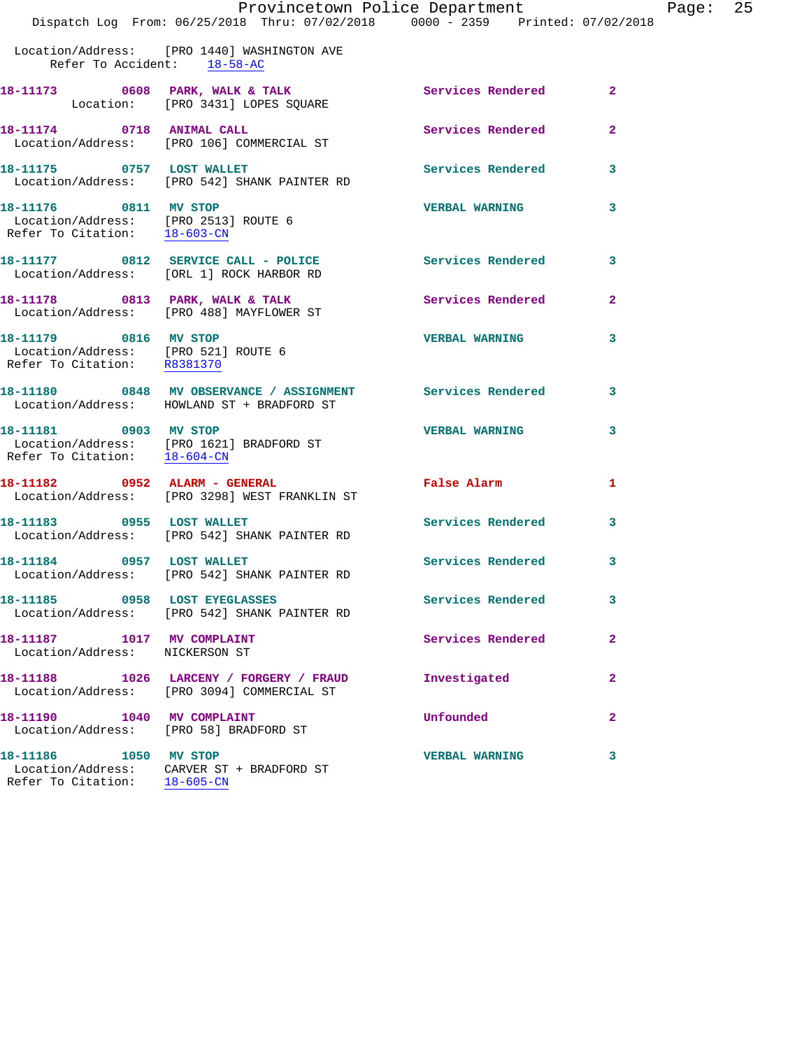Location/Address: [PRO 1440] WASHINGTON AVE
Refer To Accident: 18-58-AC

**18-11173** 0608 **PARK, WALK & TALK** — Services Rendered — 2
Location: [PRO 3431] LOPES SQUARE

**18-11174** 0718 **ANIMAL CALL** — Services Rendered — 2
Location/Address: [PRO 106] COMMERCIAL ST

**18-11175** 0757 **LOST WALLET** — Services Rendered — 3
Location/Address: [PRO 542] SHANK PAINTER RD

**18-11176** 0811 **MV STOP** — VERBAL WARNING — 3
Location/Address: [PRO 2513] ROUTE 6
Refer To Citation: 18-603-CN

**18-11177** 0812 **SERVICE CALL - POLICE** — Services Rendered — 3
Location/Address: [ORL 1] ROCK HARBOR RD

**18-11178** 0813 **PARK, WALK & TALK** — Services Rendered — 2
Location/Address: [PRO 488] MAYFLOWER ST

**18-11179** 0816 **MV STOP** — VERBAL WARNING — 3
Location/Address: [PRO 521] ROUTE 6
Refer To Citation: R8381370

**18-11180** 0848 **MV OBSERVANCE / ASSIGNMENT** — Services Rendered — 3
Location/Address: HOWLAND ST + BRADFORD ST

**18-11181** 0903 **MV STOP** — VERBAL WARNING — 3
Location/Address: [PRO 1621] BRADFORD ST
Refer To Citation: 18-604-CN

**18-11182** 0952 **ALARM - GENERAL** — False Alarm — 1
Location/Address: [PRO 3298] WEST FRANKLIN ST

**18-11183** 0955 **LOST WALLET** — Services Rendered — 3
Location/Address: [PRO 542] SHANK PAINTER RD

**18-11184** 0957 **LOST WALLET** — Services Rendered — 3
Location/Address: [PRO 542] SHANK PAINTER RD

**18-11185** 0958 **LOST EYEGLASSES** — Services Rendered — 3
Location/Address: [PRO 542] SHANK PAINTER RD

**18-11187** 1017 **MV COMPLAINT** — Services Rendered — 2
Location/Address: NICKERSON ST

**18-11188** 1026 **LARCENY / FORGERY / FRAUD** — Investigated — 2
Location/Address: [PRO 3094] COMMERCIAL ST

**18-11190** 1040 **MV COMPLAINT** — Unfounded — 2
Location/Address: [PRO 58] BRADFORD ST

**18-11186** 1050 **MV STOP** — VERBAL WARNING — 3
Location/Address: CARVER ST + BRADFORD ST
Refer To Citation: 18-605-CN